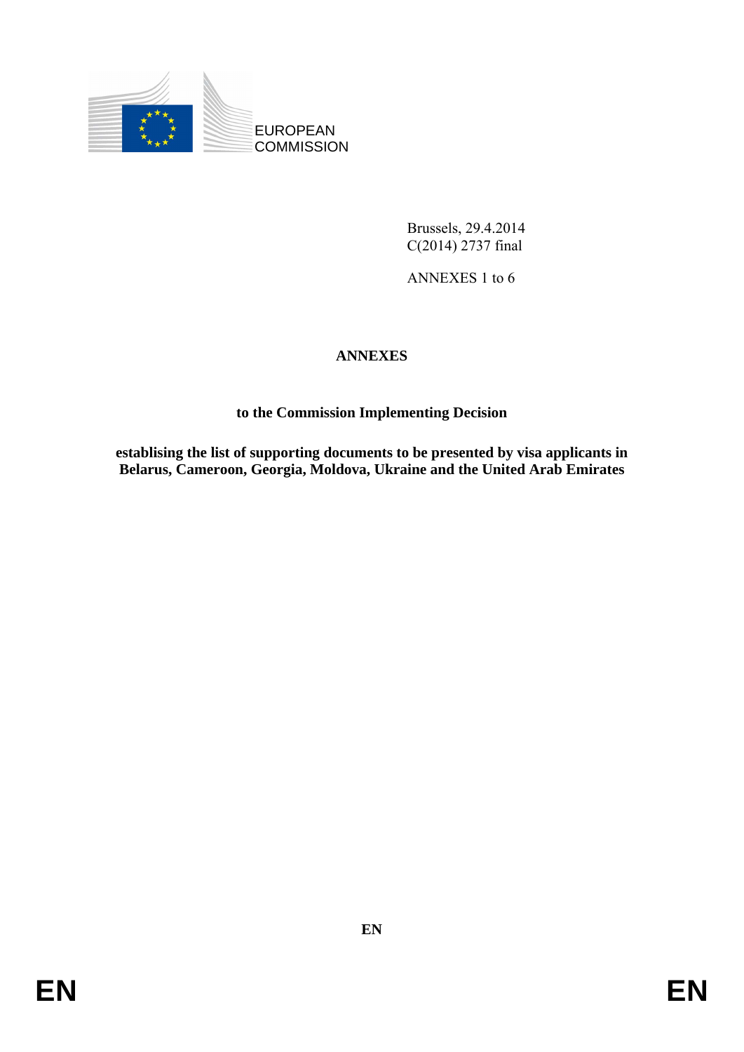EUROPEAN COMMISSION

Brussels, 29.4.2014
C(2014) 2737 final

ANNEXES 1 to 6

# ANNEXES

## to the Commission Implementing Decision

## establising the list of supporting documents to be presented by visa applicants in Belarus, Cameroon, Georgia, Moldova, Ukraine and the United Arab Emirates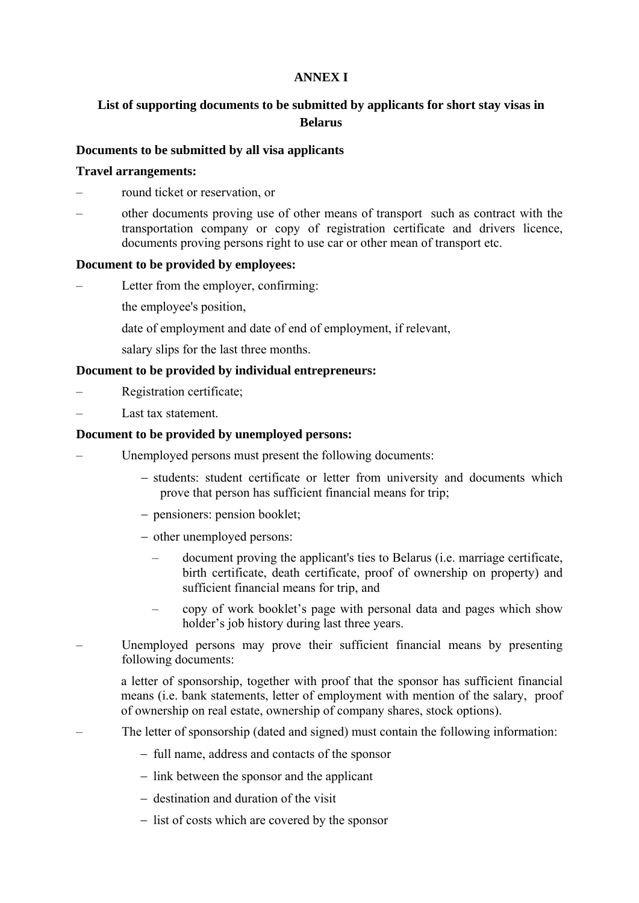**ANNEX I**

**List of supporting documents to be submitted by applicants for short stay visas in Belarus**

**Documents to be submitted by all visa applicants**

**Travel arrangements:**

- round ticket or reservation, or
- other documents proving use of other means of transport such as contract with the transportation company or copy of registration certificate and drivers licence, documents proving persons right to use car or other mean of transport etc.

**Document to be provided by employees:**

- Letter from the employer, confirming:

  the employee's position,

  date of employment and date of end of employment, if relevant,

  salary slips for the last three months.

**Document to be provided by individual entrepreneurs:**

- Registration certificate;
- Last tax statement.

**Document to be provided by unemployed persons:**

- Unemployed persons must present the following documents:
  - students: student certificate or letter from university and documents which prove that person has sufficient financial means for trip;
  - pensioners: pension booklet;
  - other unemployed persons:
    - document proving the applicant's ties to Belarus (i.e. marriage certificate, birth certificate, death certificate, proof of ownership on property) and sufficient financial means for trip, and
    - copy of work booklet's page with personal data and pages which show holder's job history during last three years.
- Unemployed persons may prove their sufficient financial means by presenting following documents:

  a letter of sponsorship, together with proof that the sponsor has sufficient financial means (i.e. bank statements, letter of employment with mention of the salary, proof of ownership on real estate, ownership of company shares, stock options).
- The letter of sponsorship (dated and signed) must contain the following information:
  - full name, address and contacts of the sponsor
  - link between the sponsor and the applicant
  - destination and duration of the visit
  - list of costs which are covered by the sponsor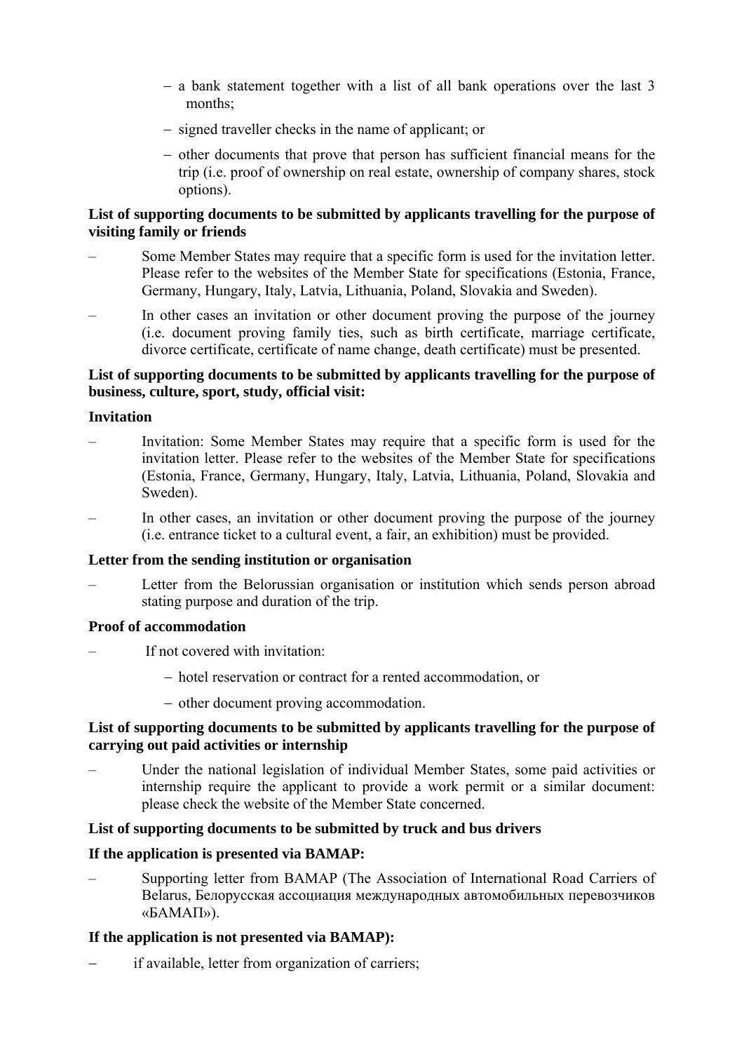- a bank statement together with a list of all bank operations over the last 3 months;
  - signed traveller checks in the name of applicant; or
  - other documents that prove that person has sufficient financial means for the trip (i.e. proof of ownership on real estate, ownership of company shares, stock options).

**List of supporting documents to be submitted by applicants travelling for the purpose of visiting family or friends**

- Some Member States may require that a specific form is used for the invitation letter. Please refer to the websites of the Member State for specifications (Estonia, France, Germany, Hungary, Italy, Latvia, Lithuania, Poland, Slovakia and Sweden).
- In other cases an invitation or other document proving the purpose of the journey (i.e. document proving family ties, such as birth certificate, marriage certificate, divorce certificate, certificate of name change, death certificate) must be presented.

**List of supporting documents to be submitted by applicants travelling for the purpose of business, culture, sport, study, official visit:**

**Invitation**

- Invitation: Some Member States may require that a specific form is used for the invitation letter. Please refer to the websites of the Member State for specifications (Estonia, France, Germany, Hungary, Italy, Latvia, Lithuania, Poland, Slovakia and Sweden).
- In other cases, an invitation or other document proving the purpose of the journey (i.e. entrance ticket to a cultural event, a fair, an exhibition) must be provided.

**Letter from the sending institution or organisation**

- Letter from the Belorussian organisation or institution which sends person abroad stating purpose and duration of the trip.

**Proof of accommodation**

- If not covered with invitation:
  - hotel reservation or contract for a rented accommodation, or
  - other document proving accommodation.

**List of supporting documents to be submitted by applicants travelling for the purpose of carrying out paid activities or internship**

- Under the national legislation of individual Member States, some paid activities or internship require the applicant to provide a work permit or a similar document: please check the website of the Member State concerned.

**List of supporting documents to be submitted by truck and bus drivers**

**If the application is presented via BAMAP:**

- Supporting letter from BAMAP (The Association of International Road Carriers of Belarus, Белорусская ассоциация международных автомобильных перевозчиков «БАМАП»).

**If the application is not presented via BAMAP):**

- if available, letter from organization of carriers;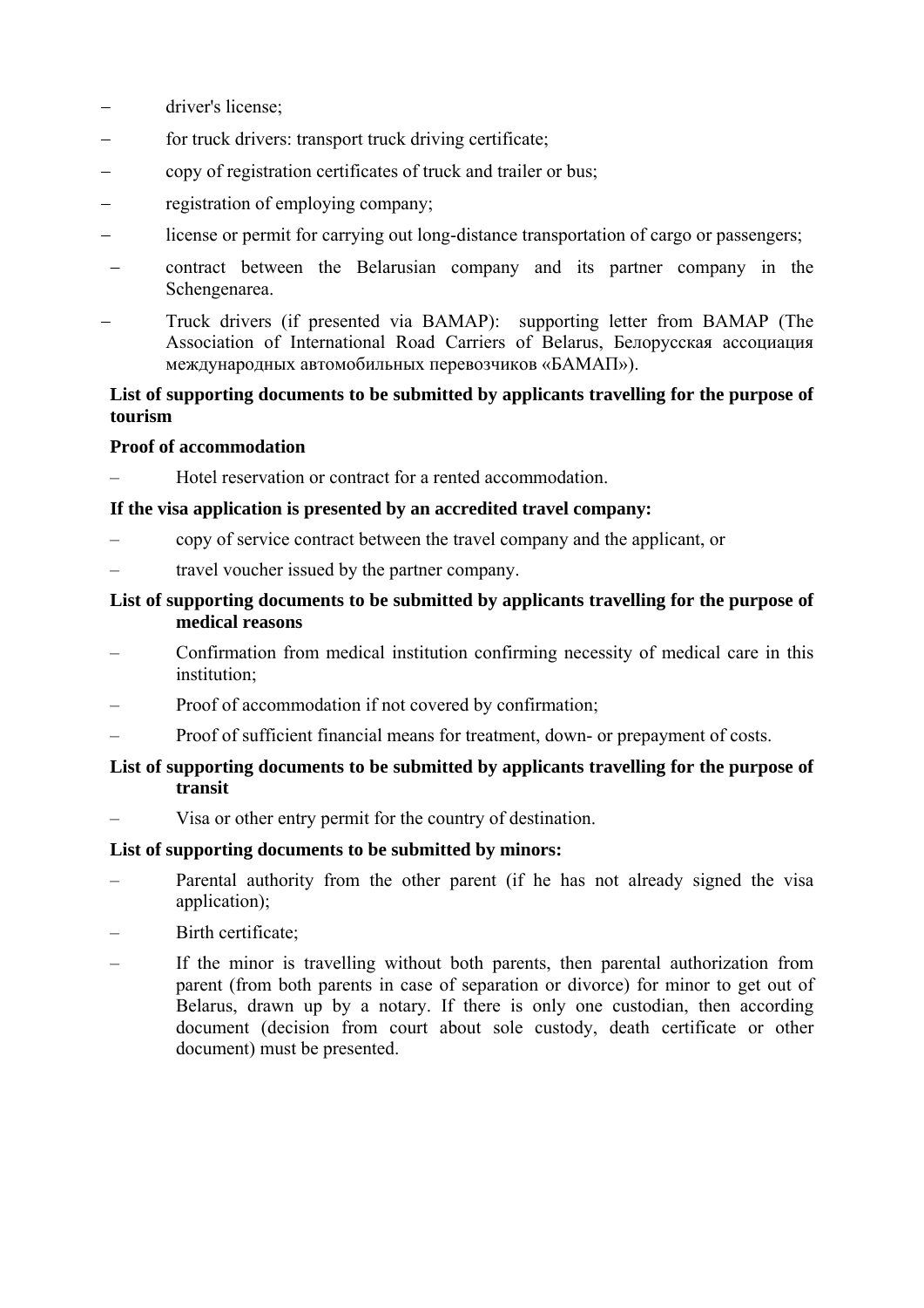- driver's license;
- for truck drivers: transport truck driving certificate;
- copy of registration certificates of truck and trailer or bus;
- registration of employing company;
- license or permit for carrying out long-distance transportation of cargo or passengers;
- contract between the Belarusian company and its partner company in the Schengenarea.
- Truck drivers (if presented via BAMAP): supporting letter from BAMAP (The Association of International Road Carriers of Belarus, Белорусская ассоциация международных автомобильных перевозчиков «БАМАП»).

**List of supporting documents to be submitted by applicants travelling for the purpose of tourism**

**Proof of accommodation**

- Hotel reservation or contract for a rented accommodation.

**If the visa application is presented by an accredited travel company:**

- copy of service contract between the travel company and the applicant, or
- travel voucher issued by the partner company.

**List of supporting documents to be submitted by applicants travelling for the purpose of medical reasons**

- Confirmation from medical institution confirming necessity of medical care in this institution;
- Proof of accommodation if not covered by confirmation;
- Proof of sufficient financial means for treatment, down- or prepayment of costs.

**List of supporting documents to be submitted by applicants travelling for the purpose of transit**

- Visa or other entry permit for the country of destination.

**List of supporting documents to be submitted by minors:**

- Parental authority from the other parent (if he has not already signed the visa application);
- Birth certificate;
- If the minor is travelling without both parents, then parental authorization from parent (from both parents in case of separation or divorce) for minor to get out of Belarus, drawn up by a notary. If there is only one custodian, then according document (decision from court about sole custody, death certificate or other document) must be presented.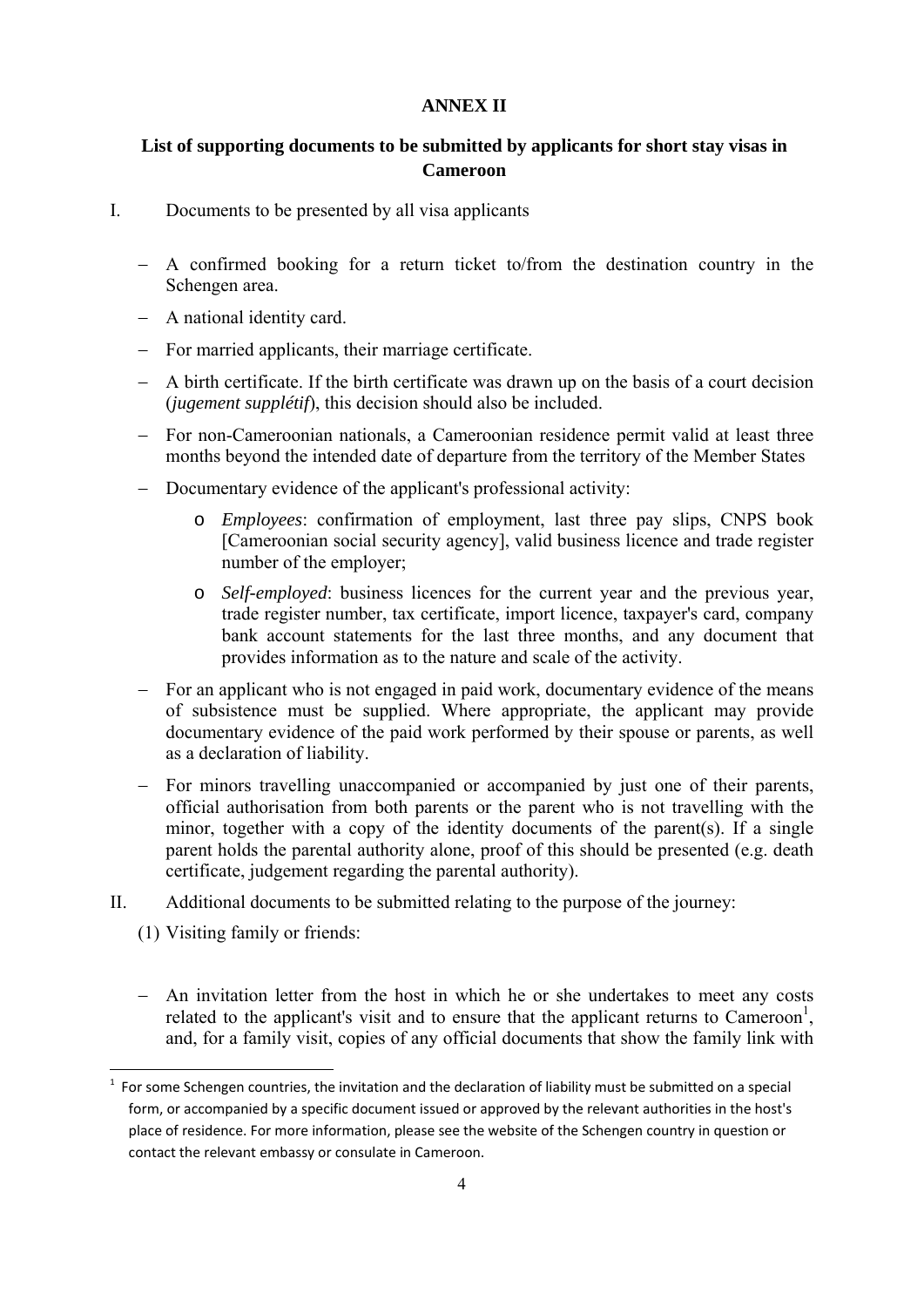**ANNEX II**

**List of supporting documents to be submitted by applicants for short stay visas in Cameroon**

I. Documents to be presented by all visa applicants

- A confirmed booking for a return ticket to/from the destination country in the Schengen area.
- A national identity card.
- For married applicants, their marriage certificate.
- A birth certificate. If the birth certificate was drawn up on the basis of a court decision (*jugement supplétif*), this decision should also be included.
- For non-Cameroonian nationals, a Cameroonian residence permit valid at least three months beyond the intended date of departure from the territory of the Member States
- Documentary evidence of the applicant's professional activity:
  - *Employees*: confirmation of employment, last three pay slips, CNPS book [Cameroonian social security agency], valid business licence and trade register number of the employer;
  - *Self-employed*: business licences for the current year and the previous year, trade register number, tax certificate, import licence, taxpayer's card, company bank account statements for the last three months, and any document that provides information as to the nature and scale of the activity.
- For an applicant who is not engaged in paid work, documentary evidence of the means of subsistence must be supplied. Where appropriate, the applicant may provide documentary evidence of the paid work performed by their spouse or parents, as well as a declaration of liability.
- For minors travelling unaccompanied or accompanied by just one of their parents, official authorisation from both parents or the parent who is not travelling with the minor, together with a copy of the identity documents of the parent(s). If a single parent holds the parental authority alone, proof of this should be presented (e.g. death certificate, judgement regarding the parental authority).

II. Additional documents to be submitted relating to the purpose of the journey:

(1) Visiting family or friends:

- An invitation letter from the host in which he or she undertakes to meet any costs related to the applicant's visit and to ensure that the applicant returns to Cameroon[1], and, for a family visit, copies of any official documents that show the family link with

[1] For some Schengen countries, the invitation and the declaration of liability must be submitted on a special form, or accompanied by a specific document issued or approved by the relevant authorities in the host's place of residence. For more information, please see the website of the Schengen country in question or contact the relevant embassy or consulate in Cameroon.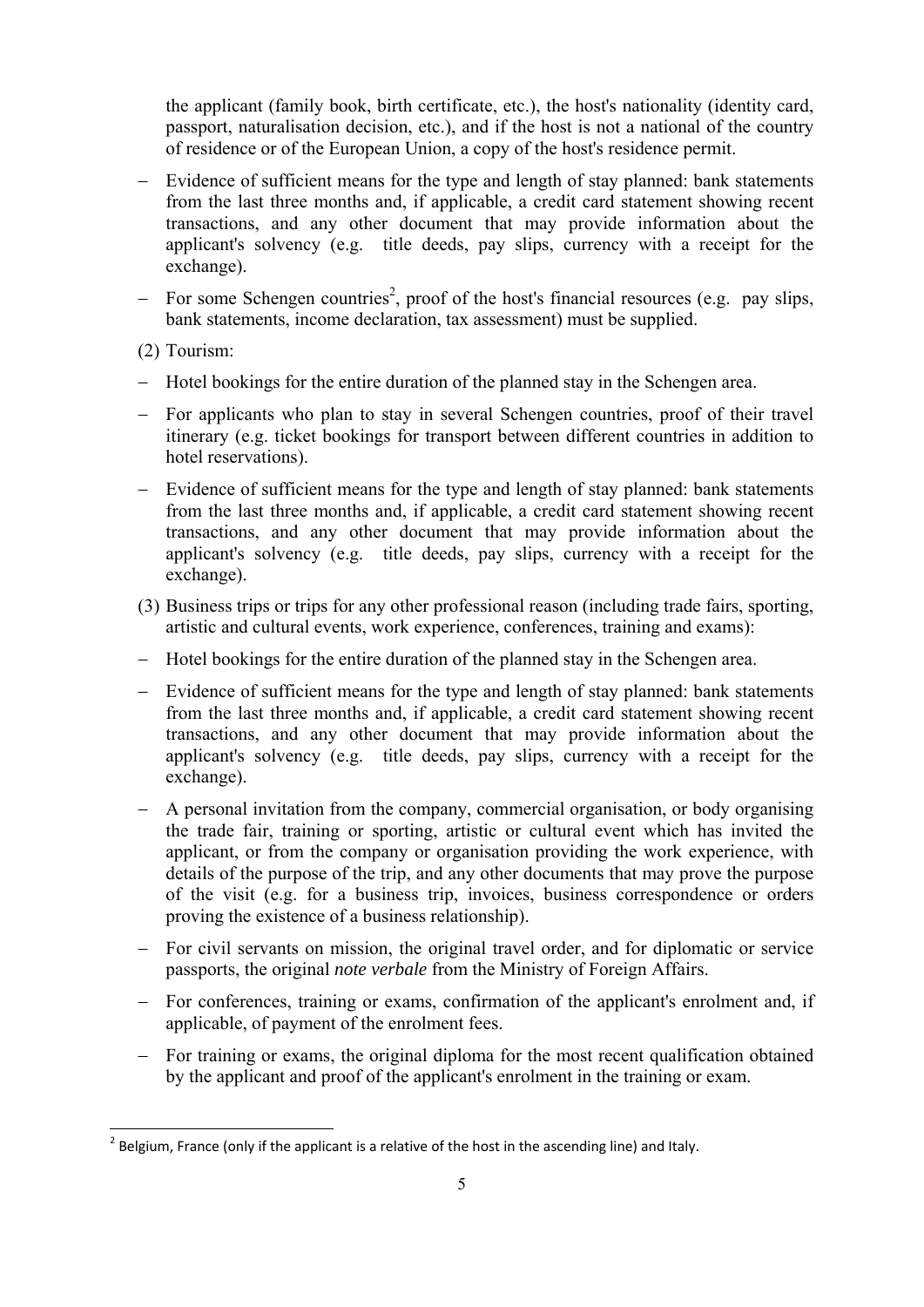the applicant (family book, birth certificate, etc.), the host's nationality (identity card, passport, naturalisation decision, etc.), and if the host is not a national of the country of residence or of the European Union, a copy of the host's residence permit.

- Evidence of sufficient means for the type and length of stay planned: bank statements from the last three months and, if applicable, a credit card statement showing recent transactions, and any other document that may provide information about the applicant's solvency (e.g. title deeds, pay slips, currency with a receipt for the exchange).
- For some Schengen countries[2], proof of the host's financial resources (e.g. pay slips, bank statements, income declaration, tax assessment) must be supplied.

(2) Tourism:

- Hotel bookings for the entire duration of the planned stay in the Schengen area.
- For applicants who plan to stay in several Schengen countries, proof of their travel itinerary (e.g. ticket bookings for transport between different countries in addition to hotel reservations).
- Evidence of sufficient means for the type and length of stay planned: bank statements from the last three months and, if applicable, a credit card statement showing recent transactions, and any other document that may provide information about the applicant's solvency (e.g. title deeds, pay slips, currency with a receipt for the exchange).

(3) Business trips or trips for any other professional reason (including trade fairs, sporting, artistic and cultural events, work experience, conferences, training and exams):

- Hotel bookings for the entire duration of the planned stay in the Schengen area.
- Evidence of sufficient means for the type and length of stay planned: bank statements from the last three months and, if applicable, a credit card statement showing recent transactions, and any other document that may provide information about the applicant's solvency (e.g. title deeds, pay slips, currency with a receipt for the exchange).
- A personal invitation from the company, commercial organisation, or body organising the trade fair, training or sporting, artistic or cultural event which has invited the applicant, or from the company or organisation providing the work experience, with details of the purpose of the trip, and any other documents that may prove the purpose of the visit (e.g. for a business trip, invoices, business correspondence or orders proving the existence of a business relationship).
- For civil servants on mission, the original travel order, and for diplomatic or service passports, the original *note verbale* from the Ministry of Foreign Affairs.
- For conferences, training or exams, confirmation of the applicant's enrolment and, if applicable, of payment of the enrolment fees.
- For training or exams, the original diploma for the most recent qualification obtained by the applicant and proof of the applicant's enrolment in the training or exam.

[2] Belgium, France (only if the applicant is a relative of the host in the ascending line) and Italy.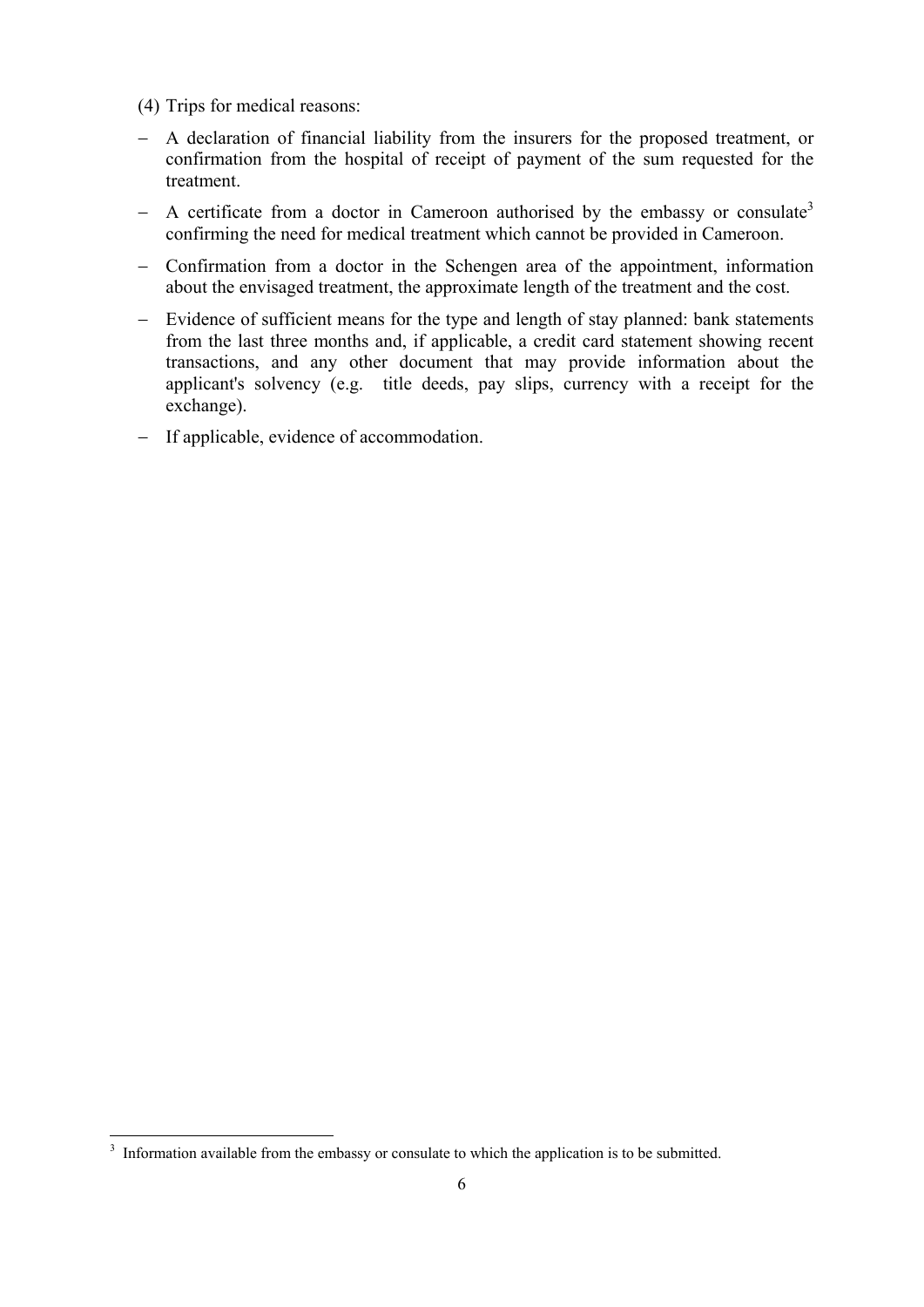(4) Trips for medical reasons:

- A declaration of financial liability from the insurers for the proposed treatment, or confirmation from the hospital of receipt of payment of the sum requested for the treatment.
- A certificate from a doctor in Cameroon authorised by the embassy or consulate[3] confirming the need for medical treatment which cannot be provided in Cameroon.
- Confirmation from a doctor in the Schengen area of the appointment, information about the envisaged treatment, the approximate length of the treatment and the cost.
- Evidence of sufficient means for the type and length of stay planned: bank statements from the last three months and, if applicable, a credit card statement showing recent transactions, and any other document that may provide information about the applicant's solvency (e.g. title deeds, pay slips, currency with a receipt for the exchange).
- If applicable, evidence of accommodation.

[3] Information available from the embassy or consulate to which the application is to be submitted.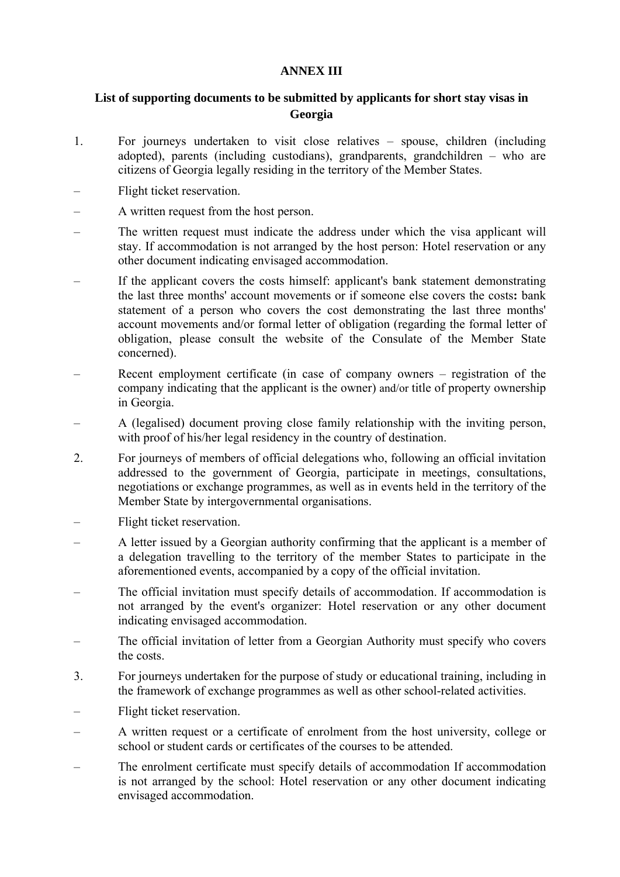**ANNEX III**

**List of supporting documents to be submitted by applicants for short stay visas in Georgia**

1. For journeys undertaken to visit close relatives – spouse, children (including adopted), parents (including custodians), grandparents, grandchildren – who are citizens of Georgia legally residing in the territory of the Member States.

– Flight ticket reservation.

– A written request from the host person.

– The written request must indicate the address under which the visa applicant will stay. If accommodation is not arranged by the host person: Hotel reservation or any other document indicating envisaged accommodation.

– If the applicant covers the costs himself: applicant's bank statement demonstrating the last three months' account movements or if someone else covers the costs**:** bank statement of a person who covers the cost demonstrating the last three months' account movements and/or formal letter of obligation (regarding the formal letter of obligation, please consult the website of the Consulate of the Member State concerned).

– Recent employment certificate (in case of company owners – registration of the company indicating that the applicant is the owner) and/or title of property ownership in Georgia.

– A (legalised) document proving close family relationship with the inviting person, with proof of his/her legal residency in the country of destination.

2. For journeys of members of official delegations who, following an official invitation addressed to the government of Georgia, participate in meetings, consultations, negotiations or exchange programmes, as well as in events held in the territory of the Member State by intergovernmental organisations.

– Flight ticket reservation.

– A letter issued by a Georgian authority confirming that the applicant is a member of a delegation travelling to the territory of the member States to participate in the aforementioned events, accompanied by a copy of the official invitation.

– The official invitation must specify details of accommodation. If accommodation is not arranged by the event's organizer: Hotel reservation or any other document indicating envisaged accommodation.

– The official invitation of letter from a Georgian Authority must specify who covers the costs.

3. For journeys undertaken for the purpose of study or educational training, including in the framework of exchange programmes as well as other school-related activities.

– Flight ticket reservation.

– A written request or a certificate of enrolment from the host university, college or school or student cards or certificates of the courses to be attended.

– The enrolment certificate must specify details of accommodation If accommodation is not arranged by the school: Hotel reservation or any other document indicating envisaged accommodation.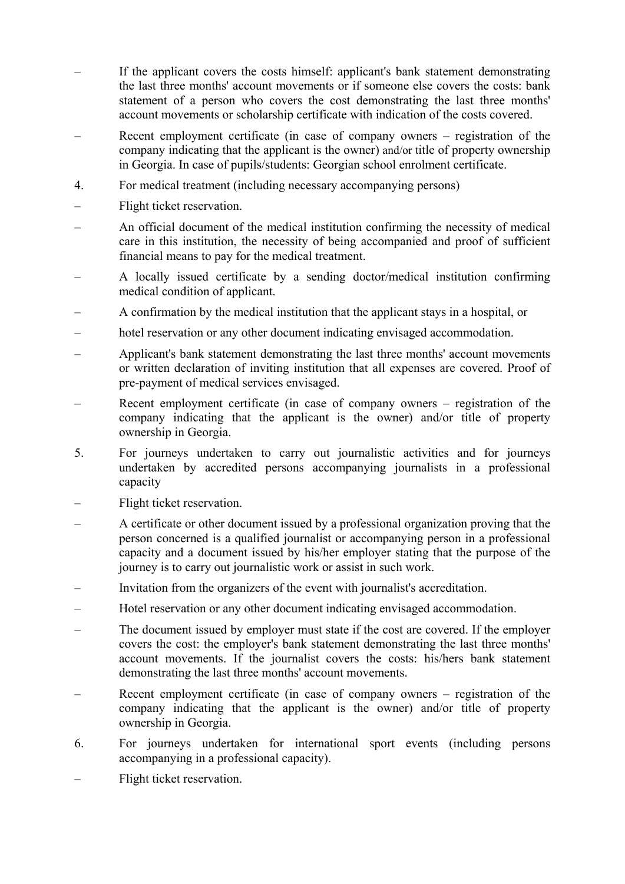– If the applicant covers the costs himself: applicant's bank statement demonstrating the last three months' account movements or if someone else covers the costs: bank statement of a person who covers the cost demonstrating the last three months' account movements or scholarship certificate with indication of the costs covered.

– Recent employment certificate (in case of company owners – registration of the company indicating that the applicant is the owner) and/or title of property ownership in Georgia. In case of pupils/students: Georgian school enrolment certificate.

4. For medical treatment (including necessary accompanying persons)

– Flight ticket reservation.

– An official document of the medical institution confirming the necessity of medical care in this institution, the necessity of being accompanied and proof of sufficient financial means to pay for the medical treatment.

– A locally issued certificate by a sending doctor/medical institution confirming medical condition of applicant.

– A confirmation by the medical institution that the applicant stays in a hospital, or

– hotel reservation or any other document indicating envisaged accommodation.

– Applicant's bank statement demonstrating the last three months' account movements or written declaration of inviting institution that all expenses are covered. Proof of pre-payment of medical services envisaged.

– Recent employment certificate (in case of company owners – registration of the company indicating that the applicant is the owner) and/or title of property ownership in Georgia.

5. For journeys undertaken to carry out journalistic activities and for journeys undertaken by accredited persons accompanying journalists in a professional capacity

– Flight ticket reservation.

– A certificate or other document issued by a professional organization proving that the person concerned is a qualified journalist or accompanying person in a professional capacity and a document issued by his/her employer stating that the purpose of the journey is to carry out journalistic work or assist in such work.

– Invitation from the organizers of the event with journalist's accreditation.

– Hotel reservation or any other document indicating envisaged accommodation.

– The document issued by employer must state if the cost are covered. If the employer covers the cost: the employer's bank statement demonstrating the last three months' account movements. If the journalist covers the costs: his/hers bank statement demonstrating the last three months' account movements.

– Recent employment certificate (in case of company owners – registration of the company indicating that the applicant is the owner) and/or title of property ownership in Georgia.

6. For journeys undertaken for international sport events (including persons accompanying in a professional capacity).

– Flight ticket reservation.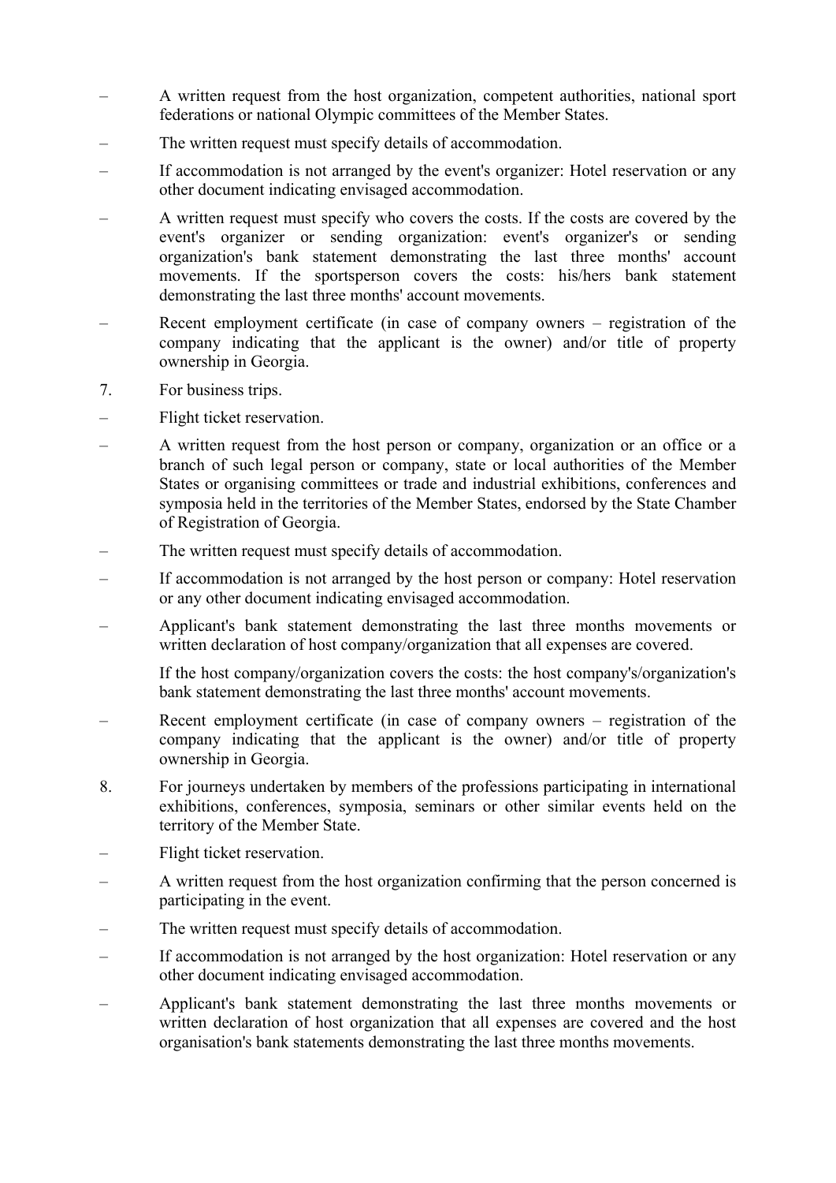– A written request from the host organization, competent authorities, national sport federations or national Olympic committees of the Member States.

– The written request must specify details of accommodation.

– If accommodation is not arranged by the event's organizer: Hotel reservation or any other document indicating envisaged accommodation.

– A written request must specify who covers the costs. If the costs are covered by the event's organizer or sending organization: event's organizer's or sending organization's bank statement demonstrating the last three months' account movements. If the sportsperson covers the costs: his/hers bank statement demonstrating the last three months' account movements.

– Recent employment certificate (in case of company owners – registration of the company indicating that the applicant is the owner) and/or title of property ownership in Georgia.

7. For business trips.

– Flight ticket reservation.

– A written request from the host person or company, organization or an office or a branch of such legal person or company, state or local authorities of the Member States or organising committees or trade and industrial exhibitions, conferences and symposia held in the territories of the Member States, endorsed by the State Chamber of Registration of Georgia.

– The written request must specify details of accommodation.

– If accommodation is not arranged by the host person or company: Hotel reservation or any other document indicating envisaged accommodation.

– Applicant's bank statement demonstrating the last three months movements or written declaration of host company/organization that all expenses are covered.

  If the host company/organization covers the costs: the host company's/organization's bank statement demonstrating the last three months' account movements.

– Recent employment certificate (in case of company owners – registration of the company indicating that the applicant is the owner) and/or title of property ownership in Georgia.

8. For journeys undertaken by members of the professions participating in international exhibitions, conferences, symposia, seminars or other similar events held on the territory of the Member State.

– Flight ticket reservation.

– A written request from the host organization confirming that the person concerned is participating in the event.

– The written request must specify details of accommodation.

– If accommodation is not arranged by the host organization: Hotel reservation or any other document indicating envisaged accommodation.

– Applicant's bank statement demonstrating the last three months movements or written declaration of host organization that all expenses are covered and the host organisation's bank statements demonstrating the last three months movements.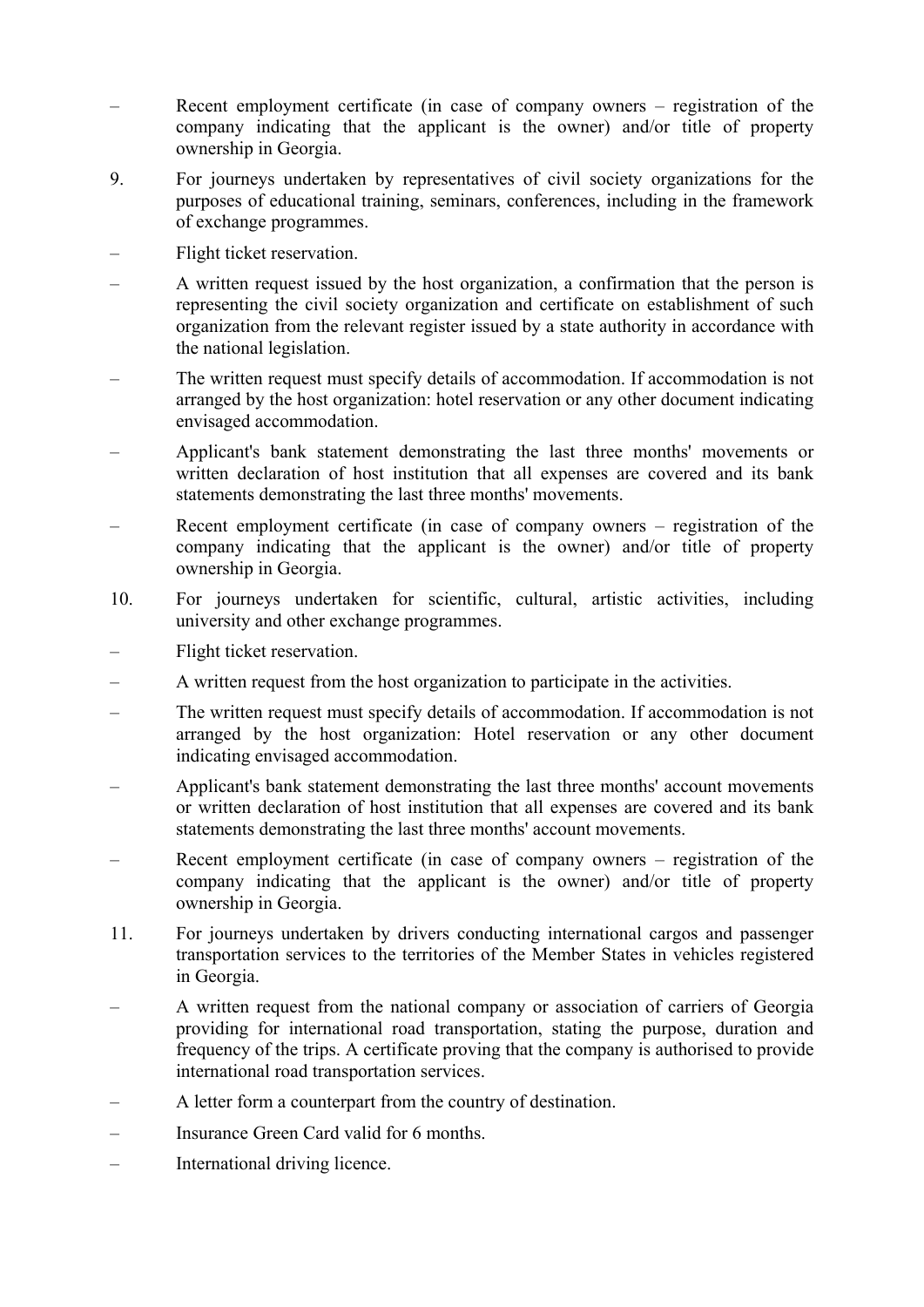– Recent employment certificate (in case of company owners – registration of the company indicating that the applicant is the owner) and/or title of property ownership in Georgia.

9. For journeys undertaken by representatives of civil society organizations for the purposes of educational training, seminars, conferences, including in the framework of exchange programmes.

– Flight ticket reservation.

– A written request issued by the host organization, a confirmation that the person is representing the civil society organization and certificate on establishment of such organization from the relevant register issued by a state authority in accordance with the national legislation.

– The written request must specify details of accommodation. If accommodation is not arranged by the host organization: hotel reservation or any other document indicating envisaged accommodation.

– Applicant's bank statement demonstrating the last three months' movements or written declaration of host institution that all expenses are covered and its bank statements demonstrating the last three months' movements.

– Recent employment certificate (in case of company owners – registration of the company indicating that the applicant is the owner) and/or title of property ownership in Georgia.

10. For journeys undertaken for scientific, cultural, artistic activities, including university and other exchange programmes.

– Flight ticket reservation.

– A written request from the host organization to participate in the activities.

– The written request must specify details of accommodation. If accommodation is not arranged by the host organization: Hotel reservation or any other document indicating envisaged accommodation.

– Applicant's bank statement demonstrating the last three months' account movements or written declaration of host institution that all expenses are covered and its bank statements demonstrating the last three months' account movements.

– Recent employment certificate (in case of company owners – registration of the company indicating that the applicant is the owner) and/or title of property ownership in Georgia.

11. For journeys undertaken by drivers conducting international cargos and passenger transportation services to the territories of the Member States in vehicles registered in Georgia.

– A written request from the national company or association of carriers of Georgia providing for international road transportation, stating the purpose, duration and frequency of the trips. A certificate proving that the company is authorised to provide international road transportation services.

– A letter form a counterpart from the country of destination.

– Insurance Green Card valid for 6 months.

– International driving licence.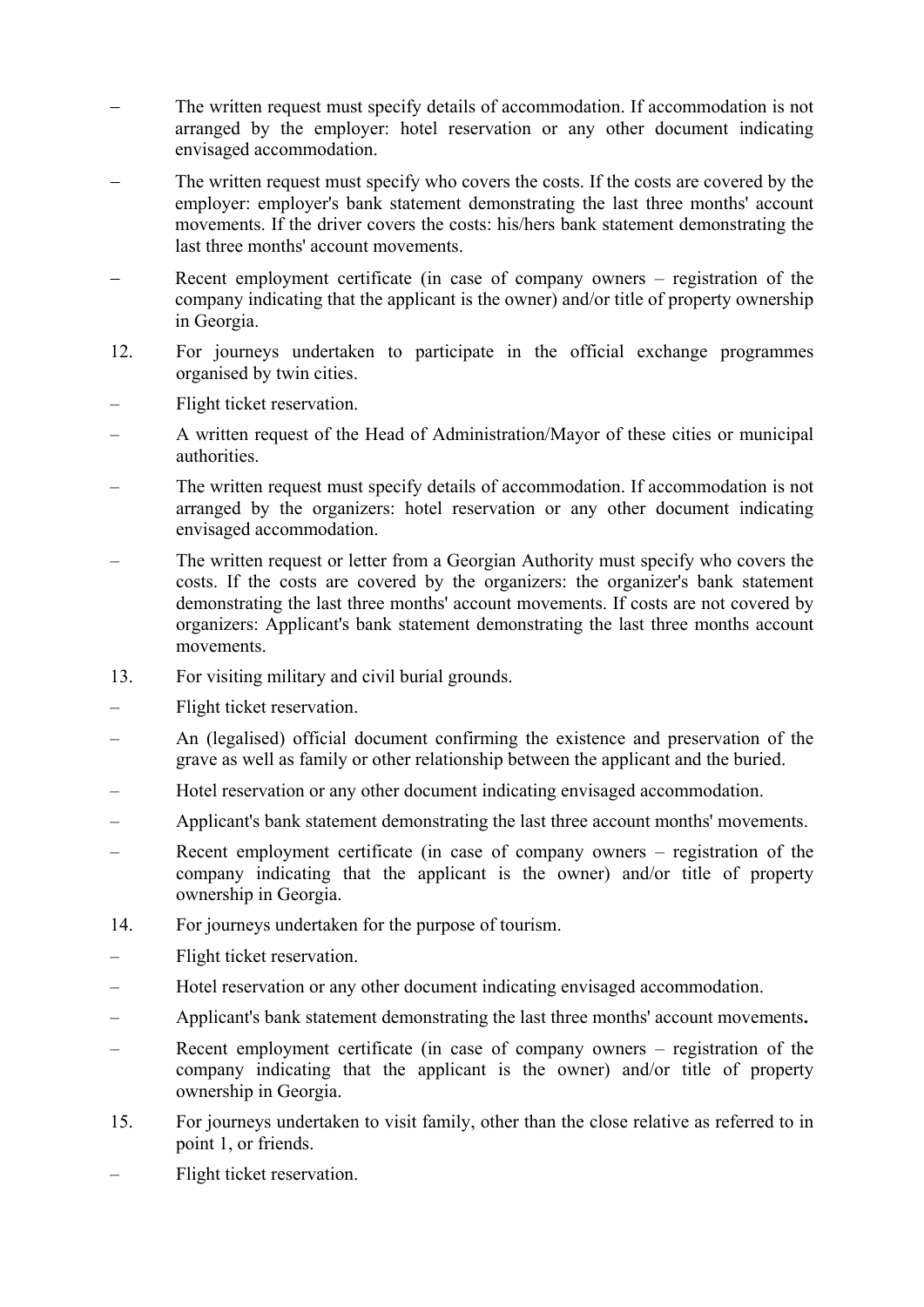– The written request must specify details of accommodation. If accommodation is not arranged by the employer: hotel reservation or any other document indicating envisaged accommodation.

– The written request must specify who covers the costs. If the costs are covered by the employer: employer's bank statement demonstrating the last three months' account movements. If the driver covers the costs: his/hers bank statement demonstrating the last three months' account movements.

– Recent employment certificate (in case of company owners – registration of the company indicating that the applicant is the owner) and/or title of property ownership in Georgia.

12. For journeys undertaken to participate in the official exchange programmes organised by twin cities.

– Flight ticket reservation.

– A written request of the Head of Administration/Mayor of these cities or municipal authorities.

– The written request must specify details of accommodation. If accommodation is not arranged by the organizers: hotel reservation or any other document indicating envisaged accommodation.

– The written request or letter from a Georgian Authority must specify who covers the costs. If the costs are covered by the organizers: the organizer's bank statement demonstrating the last three months' account movements. If costs are not covered by organizers: Applicant's bank statement demonstrating the last three months account movements.

13. For visiting military and civil burial grounds.

– Flight ticket reservation.

– An (legalised) official document confirming the existence and preservation of the grave as well as family or other relationship between the applicant and the buried.

– Hotel reservation or any other document indicating envisaged accommodation.

– Applicant's bank statement demonstrating the last three account months' movements.

– Recent employment certificate (in case of company owners – registration of the company indicating that the applicant is the owner) and/or title of property ownership in Georgia.

14. For journeys undertaken for the purpose of tourism.

– Flight ticket reservation.

– Hotel reservation or any other document indicating envisaged accommodation.

– Applicant's bank statement demonstrating the last three months' account movements**.**

– Recent employment certificate (in case of company owners – registration of the company indicating that the applicant is the owner) and/or title of property ownership in Georgia.

15. For journeys undertaken to visit family, other than the close relative as referred to in point 1, or friends.

– Flight ticket reservation.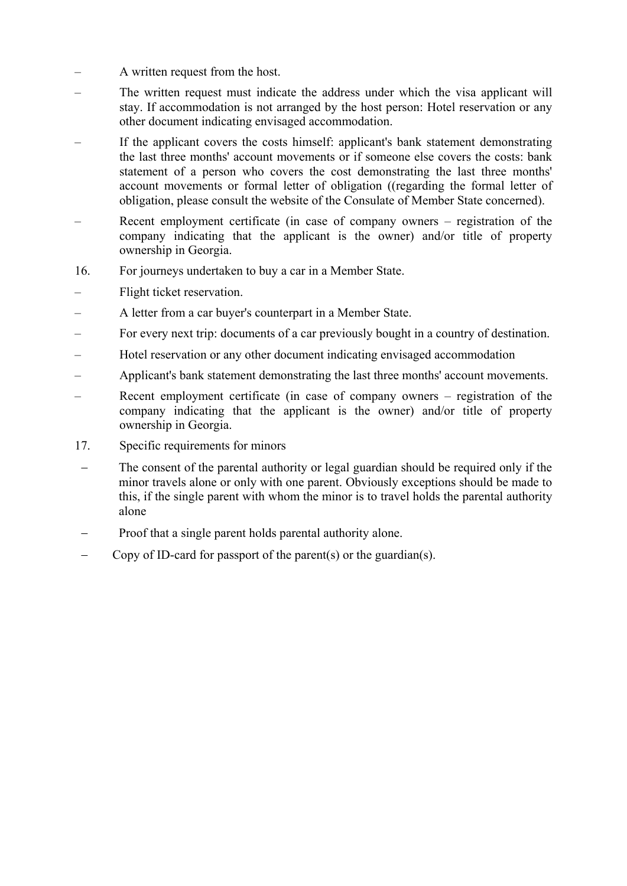– A written request from the host.

– The written request must indicate the address under which the visa applicant will stay. If accommodation is not arranged by the host person: Hotel reservation or any other document indicating envisaged accommodation.

– If the applicant covers the costs himself: applicant's bank statement demonstrating the last three months' account movements or if someone else covers the costs: bank statement of a person who covers the cost demonstrating the last three months' account movements or formal letter of obligation ((regarding the formal letter of obligation, please consult the website of the Consulate of Member State concerned).

– Recent employment certificate (in case of company owners – registration of the company indicating that the applicant is the owner) and/or title of property ownership in Georgia.

16. For journeys undertaken to buy a car in a Member State.

– Flight ticket reservation.

– A letter from a car buyer's counterpart in a Member State.

– For every next trip: documents of a car previously bought in a country of destination.

– Hotel reservation or any other document indicating envisaged accommodation

– Applicant's bank statement demonstrating the last three months' account movements.

– Recent employment certificate (in case of company owners – registration of the company indicating that the applicant is the owner) and/or title of property ownership in Georgia.

17. Specific requirements for minors

– The consent of the parental authority or legal guardian should be required only if the minor travels alone or only with one parent. Obviously exceptions should be made to this, if the single parent with whom the minor is to travel holds the parental authority alone

– Proof that a single parent holds parental authority alone.

– Copy of ID-card for passport of the parent(s) or the guardian(s).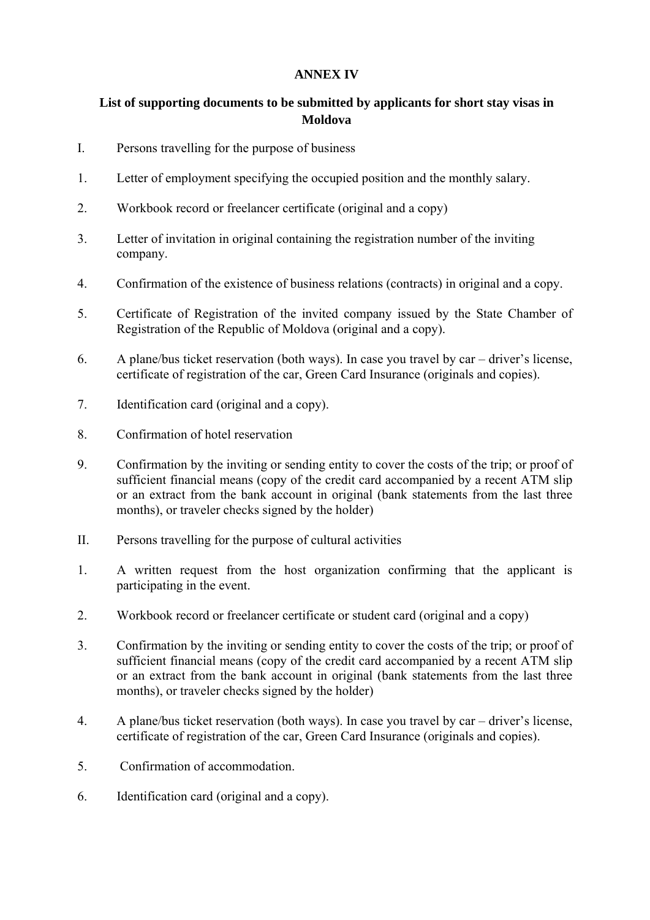**ANNEX IV**

**List of supporting documents to be submitted by applicants for short stay visas in Moldova**

I. Persons travelling for the purpose of business

1. Letter of employment specifying the occupied position and the monthly salary.
2. Workbook record or freelancer certificate (original and a copy)
3. Letter of invitation in original containing the registration number of the inviting company.
4. Confirmation of the existence of business relations (contracts) in original and a copy.
5. Certificate of Registration of the invited company issued by the State Chamber of Registration of the Republic of Moldova (original and a copy).
6. A plane/bus ticket reservation (both ways). In case you travel by car – driver's license, certificate of registration of the car, Green Card Insurance (originals and copies).
7. Identification card (original and a copy).
8. Confirmation of hotel reservation
9. Confirmation by the inviting or sending entity to cover the costs of the trip; or proof of sufficient financial means (copy of the credit card accompanied by a recent ATM slip or an extract from the bank account in original (bank statements from the last three months), or traveler checks signed by the holder)

II. Persons travelling for the purpose of cultural activities

1. A written request from the host organization confirming that the applicant is participating in the event.
2. Workbook record or freelancer certificate or student card (original and a copy)
3. Confirmation by the inviting or sending entity to cover the costs of the trip; or proof of sufficient financial means (copy of the credit card accompanied by a recent ATM slip or an extract from the bank account in original (bank statements from the last three months), or traveler checks signed by the holder)
4. A plane/bus ticket reservation (both ways). In case you travel by car – driver's license, certificate of registration of the car, Green Card Insurance (originals and copies).
5. Confirmation of accommodation.
6. Identification card (original and a copy).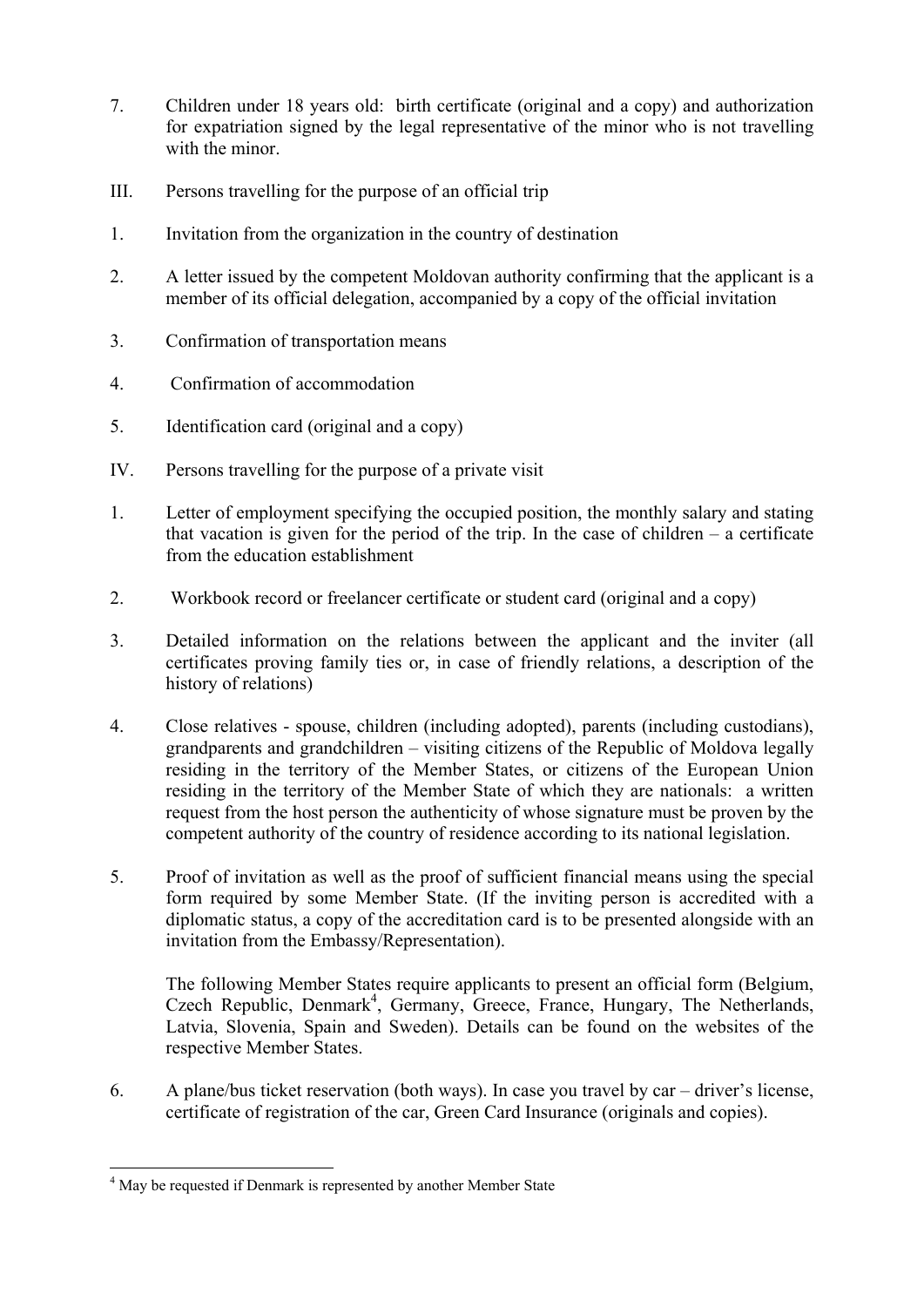7. Children under 18 years old: birth certificate (original and a copy) and authorization for expatriation signed by the legal representative of the minor who is not travelling with the minor.

III. Persons travelling for the purpose of an official trip

1. Invitation from the organization in the country of destination

2. A letter issued by the competent Moldovan authority confirming that the applicant is a member of its official delegation, accompanied by a copy of the official invitation

3. Confirmation of transportation means

4. Confirmation of accommodation

5. Identification card (original and a copy)

IV. Persons travelling for the purpose of a private visit

1. Letter of employment specifying the occupied position, the monthly salary and stating that vacation is given for the period of the trip. In the case of children – a certificate from the education establishment

2. Workbook record or freelancer certificate or student card (original and a copy)

3. Detailed information on the relations between the applicant and the inviter (all certificates proving family ties or, in case of friendly relations, a description of the history of relations)

4. Close relatives - spouse, children (including adopted), parents (including custodians), grandparents and grandchildren – visiting citizens of the Republic of Moldova legally residing in the territory of the Member States, or citizens of the European Union residing in the territory of the Member State of which they are nationals: a written request from the host person the authenticity of whose signature must be proven by the competent authority of the country of residence according to its national legislation.

5. Proof of invitation as well as the proof of sufficient financial means using the special form required by some Member State. (If the inviting person is accredited with a diplomatic status, a copy of the accreditation card is to be presented alongside with an invitation from the Embassy/Representation).

   The following Member States require applicants to present an official form (Belgium, Czech Republic, Denmark[4], Germany, Greece, France, Hungary, The Netherlands, Latvia, Slovenia, Spain and Sweden). Details can be found on the websites of the respective Member States.

6. A plane/bus ticket reservation (both ways). In case you travel by car – driver's license, certificate of registration of the car, Green Card Insurance (originals and copies).

---

[4] May be requested if Denmark is represented by another Member State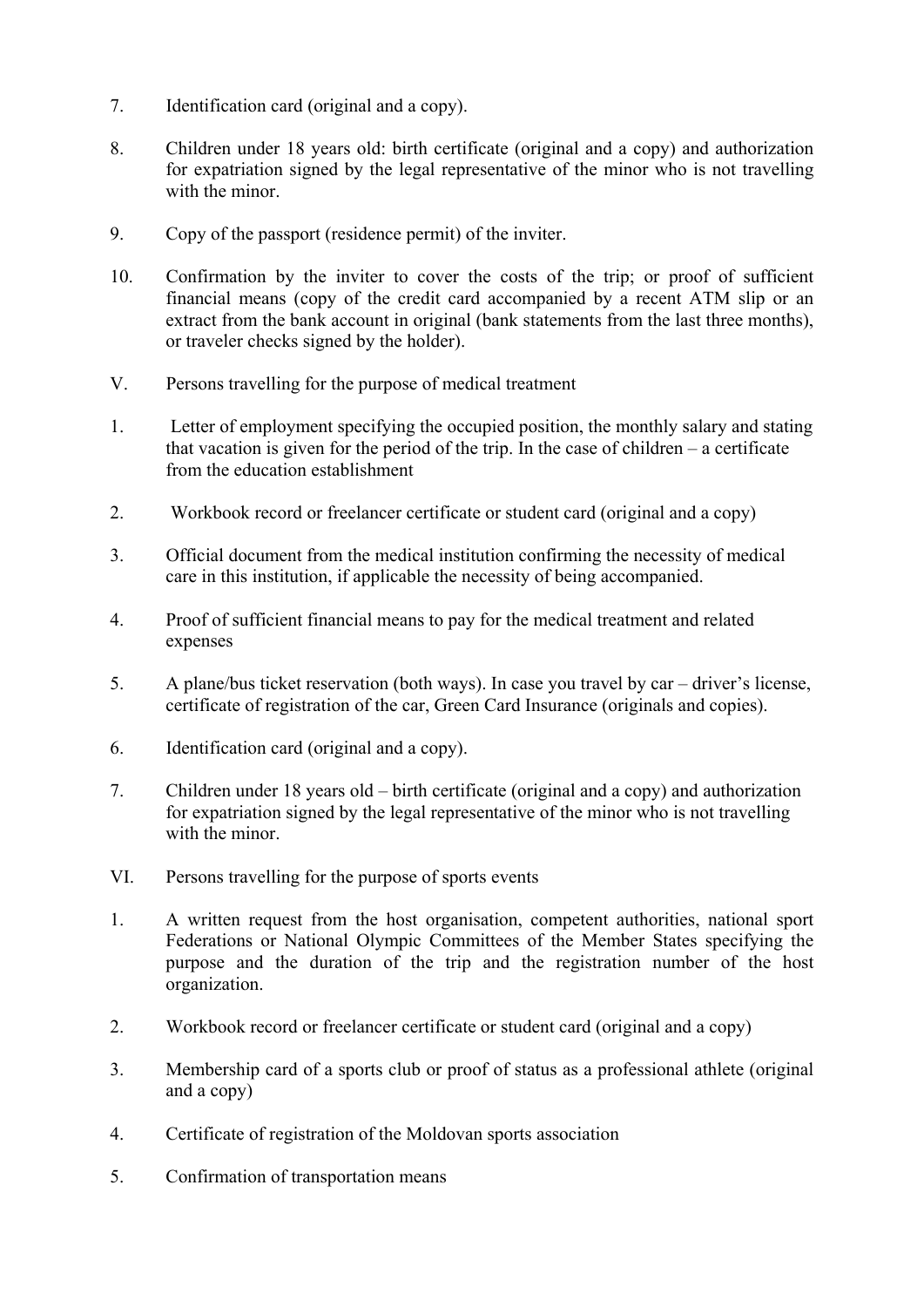7. Identification card (original and a copy).

8. Children under 18 years old: birth certificate (original and a copy) and authorization for expatriation signed by the legal representative of the minor who is not travelling with the minor.

9. Copy of the passport (residence permit) of the inviter.

10. Confirmation by the inviter to cover the costs of the trip; or proof of sufficient financial means (copy of the credit card accompanied by a recent ATM slip or an extract from the bank account in original (bank statements from the last three months), or traveler checks signed by the holder).

V. Persons travelling for the purpose of medical treatment

1. Letter of employment specifying the occupied position, the monthly salary and stating that vacation is given for the period of the trip. In the case of children – a certificate from the education establishment

2. Workbook record or freelancer certificate or student card (original and a copy)

3. Official document from the medical institution confirming the necessity of medical care in this institution, if applicable the necessity of being accompanied.

4. Proof of sufficient financial means to pay for the medical treatment and related expenses

5. A plane/bus ticket reservation (both ways). In case you travel by car – driver's license, certificate of registration of the car, Green Card Insurance (originals and copies).

6. Identification card (original and a copy).

7. Children under 18 years old – birth certificate (original and a copy) and authorization for expatriation signed by the legal representative of the minor who is not travelling with the minor.

VI. Persons travelling for the purpose of sports events

1. A written request from the host organisation, competent authorities, national sport Federations or National Olympic Committees of the Member States specifying the purpose and the duration of the trip and the registration number of the host organization.

2. Workbook record or freelancer certificate or student card (original and a copy)

3. Membership card of a sports club or proof of status as a professional athlete (original and a copy)

4. Certificate of registration of the Moldovan sports association

5. Confirmation of transportation means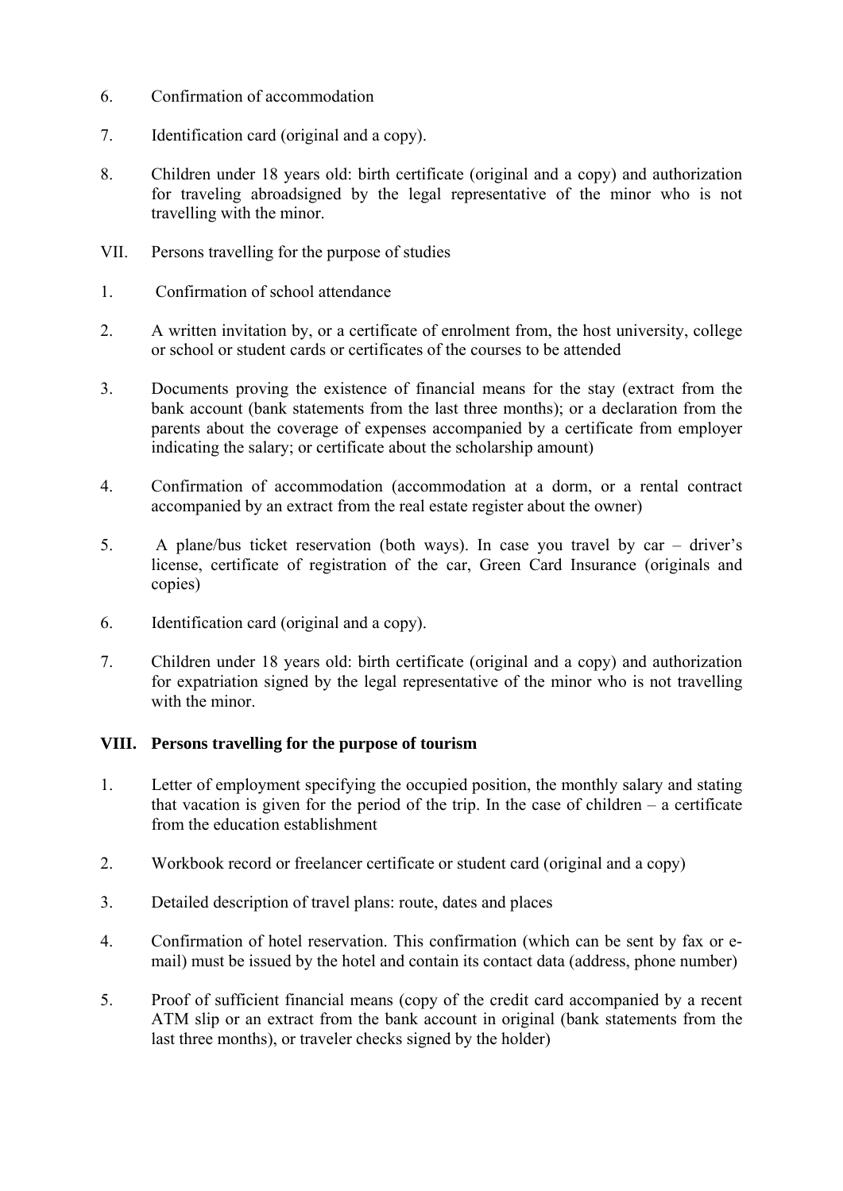6. Confirmation of accommodation

7. Identification card (original and a copy).

8. Children under 18 years old: birth certificate (original and a copy) and authorization for traveling abroadsigned by the legal representative of the minor who is not travelling with the minor.

VII. Persons travelling for the purpose of studies

1. Confirmation of school attendance

2. A written invitation by, or a certificate of enrolment from, the host university, college or school or student cards or certificates of the courses to be attended

3. Documents proving the existence of financial means for the stay (extract from the bank account (bank statements from the last three months); or a declaration from the parents about the coverage of expenses accompanied by a certificate from employer indicating the salary; or certificate about the scholarship amount)

4. Confirmation of accommodation (accommodation at a dorm, or a rental contract accompanied by an extract from the real estate register about the owner)

5. A plane/bus ticket reservation (both ways). In case you travel by car – driver's license, certificate of registration of the car, Green Card Insurance (originals and copies)

6. Identification card (original and a copy).

7. Children under 18 years old: birth certificate (original and a copy) and authorization for expatriation signed by the legal representative of the minor who is not travelling with the minor.

**VIII. Persons travelling for the purpose of tourism**

1. Letter of employment specifying the occupied position, the monthly salary and stating that vacation is given for the period of the trip. In the case of children – a certificate from the education establishment

2. Workbook record or freelancer certificate or student card (original and a copy)

3. Detailed description of travel plans: route, dates and places

4. Confirmation of hotel reservation. This confirmation (which can be sent by fax or e-mail) must be issued by the hotel and contain its contact data (address, phone number)

5. Proof of sufficient financial means (copy of the credit card accompanied by a recent ATM slip or an extract from the bank account in original (bank statements from the last three months), or traveler checks signed by the holder)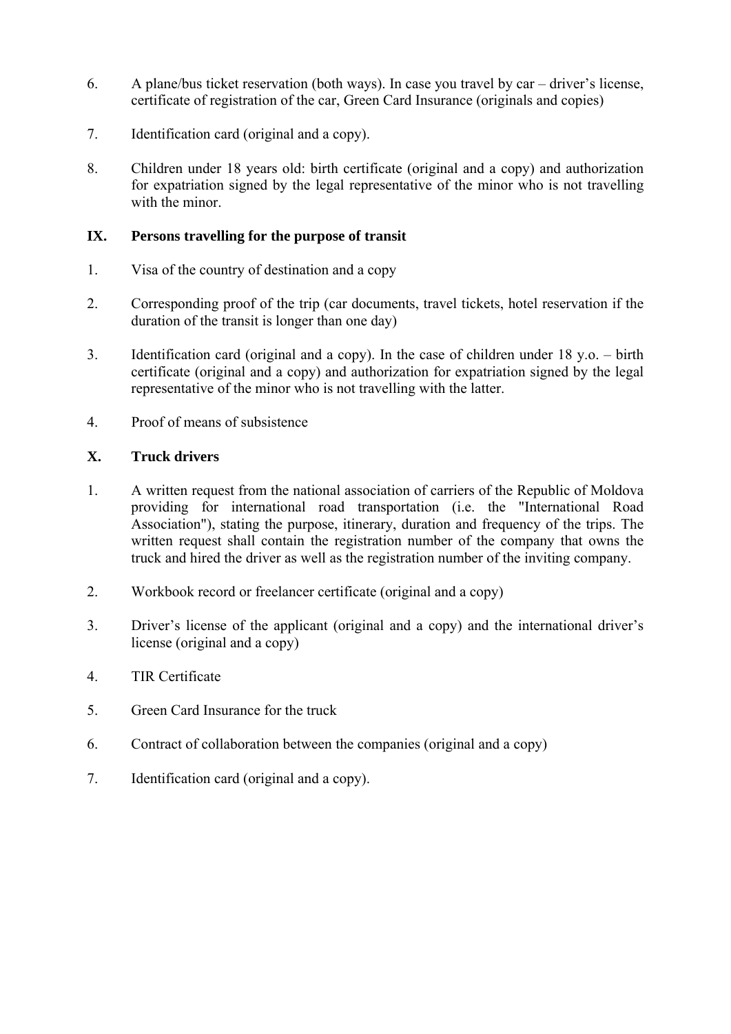6. A plane/bus ticket reservation (both ways). In case you travel by car – driver's license, certificate of registration of the car, Green Card Insurance (originals and copies)

7. Identification card (original and a copy).

8. Children under 18 years old: birth certificate (original and a copy) and authorization for expatriation signed by the legal representative of the minor who is not travelling with the minor.

## IX. Persons travelling for the purpose of transit

1. Visa of the country of destination and a copy

2. Corresponding proof of the trip (car documents, travel tickets, hotel reservation if the duration of the transit is longer than one day)

3. Identification card (original and a copy). In the case of children under 18 y.o. – birth certificate (original and a copy) and authorization for expatriation signed by the legal representative of the minor who is not travelling with the latter.

4. Proof of means of subsistence

## X. Truck drivers

1. A written request from the national association of carriers of the Republic of Moldova providing for international road transportation (i.e. the "International Road Association"), stating the purpose, itinerary, duration and frequency of the trips. The written request shall contain the registration number of the company that owns the truck and hired the driver as well as the registration number of the inviting company.

2. Workbook record or freelancer certificate (original and a copy)

3. Driver's license of the applicant (original and a copy) and the international driver's license (original and a copy)

4. TIR Certificate

5. Green Card Insurance for the truck

6. Contract of collaboration between the companies (original and a copy)

7. Identification card (original and a copy).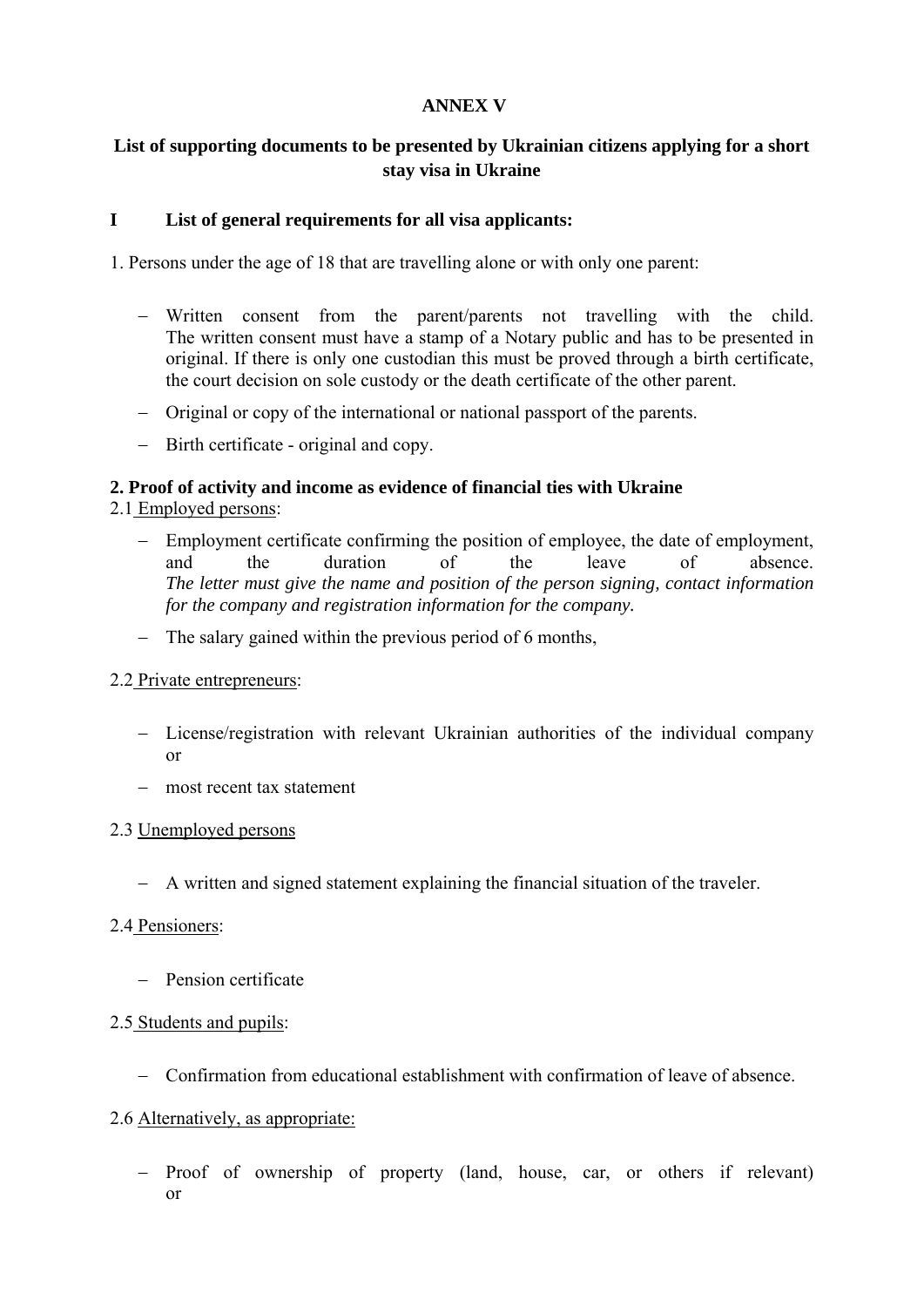**ANNEX V**

**List of supporting documents to be presented by Ukrainian citizens applying for a short stay visa in Ukraine**

**I List of general requirements for all visa applicants:**

1. Persons under the age of 18 that are travelling alone or with only one parent:

- Written consent from the parent/parents not travelling with the child. The written consent must have a stamp of a Notary public and has to be presented in original. If there is only one custodian this must be proved through a birth certificate, the court decision on sole custody or the death certificate of the other parent.
- Original or copy of the international or national passport of the parents.
- Birth certificate - original and copy.

**2. Proof of activity and income as evidence of financial ties with Ukraine**

2.1 Employed persons:

- Employment certificate confirming the position of employee, the date of employment, and the duration of the leave of absence. *The letter must give the name and position of the person signing, contact information for the company and registration information for the company.*
- The salary gained within the previous period of 6 months,

2.2 Private entrepreneurs:

- License/registration with relevant Ukrainian authorities of the individual company or
- most recent tax statement

2.3 Unemployed persons

- A written and signed statement explaining the financial situation of the traveler.

2.4 Pensioners:

- Pension certificate

2.5 Students and pupils:

- Confirmation from educational establishment with confirmation of leave of absence.

2.6 Alternatively, as appropriate:

- Proof of ownership of property (land, house, car, or others if relevant) or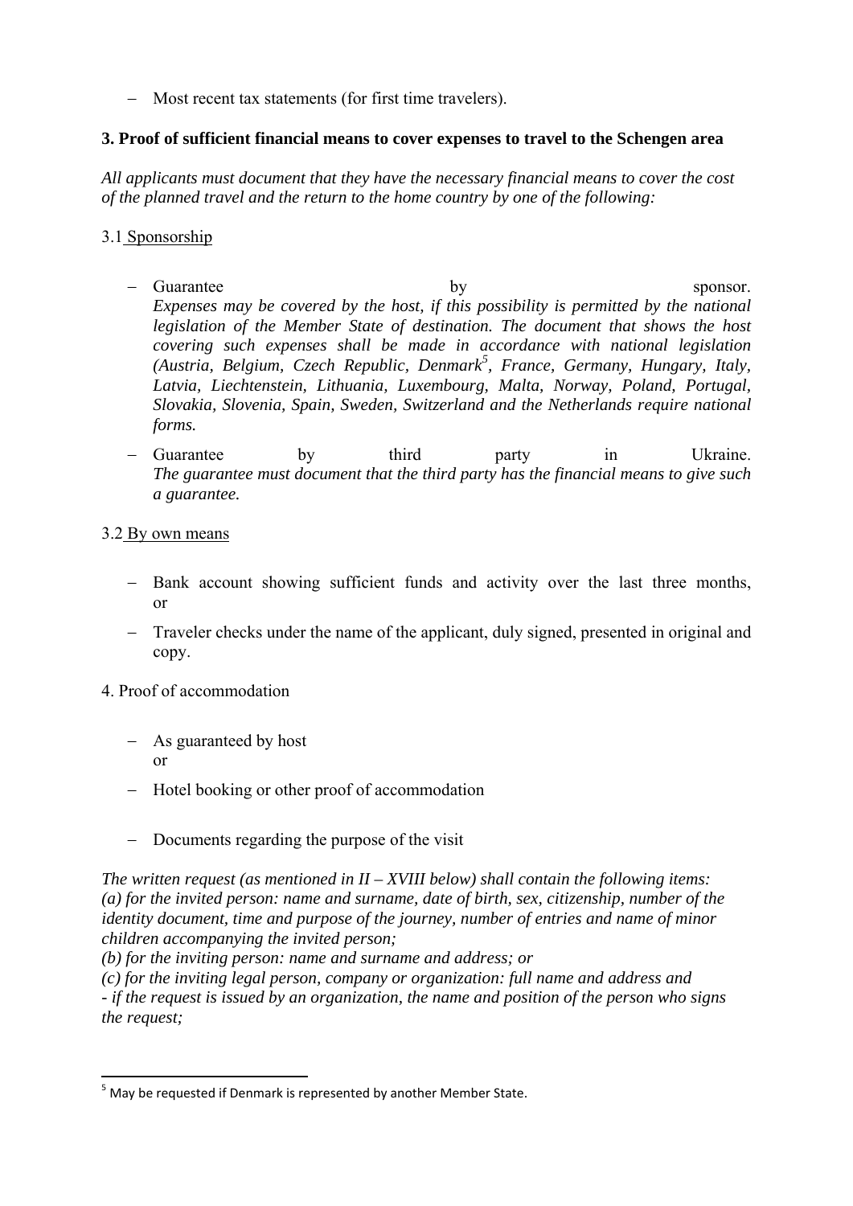- Most recent tax statements (for first time travelers).

**3. Proof of sufficient financial means to cover expenses to travel to the Schengen area**

*All applicants must document that they have the necessary financial means to cover the cost of the planned travel and the return to the home country by one of the following:*

3.1 Sponsorship

- Guarantee by sponsor.
  *Expenses may be covered by the host, if this possibility is permitted by the national legislation of the Member State of destination. The document that shows the host covering such expenses shall be made in accordance with national legislation (Austria, Belgium, Czech Republic, Denmark[5], France, Germany, Hungary, Italy, Latvia, Liechtenstein, Lithuania, Luxembourg, Malta, Norway, Poland, Portugal, Slovakia, Slovenia, Spain, Sweden, Switzerland and the Netherlands require national forms.*
- Guarantee by third party in Ukraine.
  *The guarantee must document that the third party has the financial means to give such a guarantee.*

3.2 By own means

- Bank account showing sufficient funds and activity over the last three months, or
- Traveler checks under the name of the applicant, duly signed, presented in original and copy.

4. Proof of accommodation

- As guaranteed by host
  or
- Hotel booking or other proof of accommodation

- Documents regarding the purpose of the visit

*The written request (as mentioned in II – XVIII below) shall contain the following items:*
*(a) for the invited person: name and surname, date of birth, sex, citizenship, number of the identity document, time and purpose of the journey, number of entries and name of minor children accompanying the invited person;*
*(b) for the inviting person: name and surname and address; or*
*(c) for the inviting legal person, company or organization: full name and address and*
*- if the request is issued by an organization, the name and position of the person who signs the request;*

[5] May be requested if Denmark is represented by another Member State.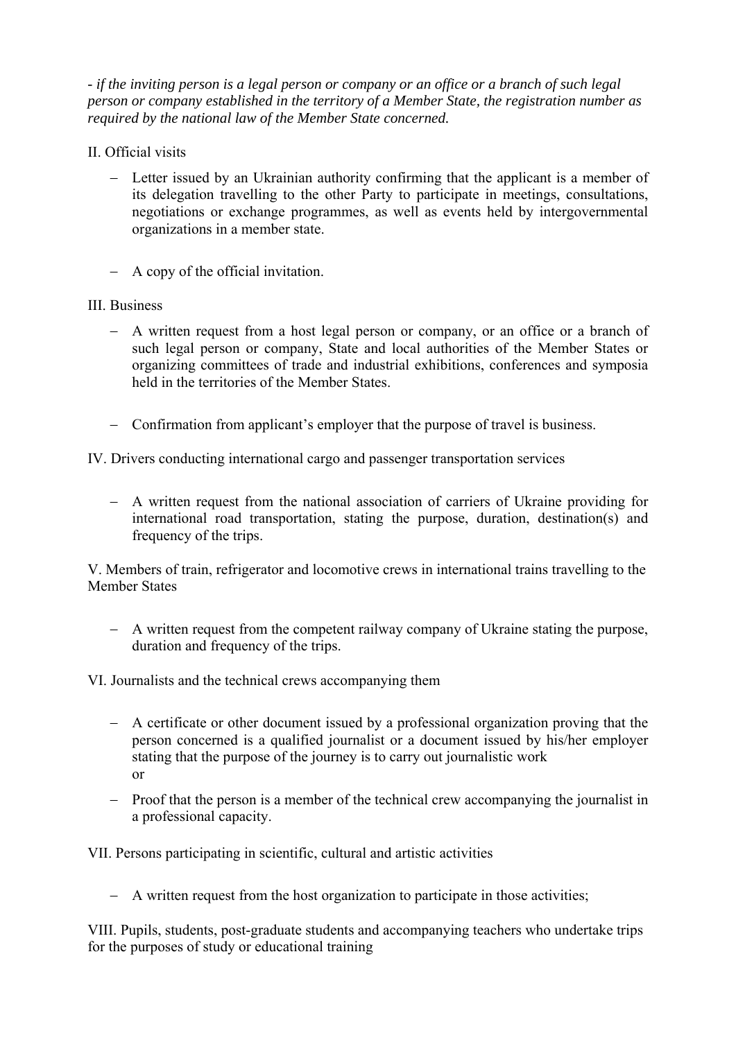*- if the inviting person is a legal person or company or an office or a branch of such legal person or company established in the territory of a Member State, the registration number as required by the national law of the Member State concerned.*

II. Official visits

- Letter issued by an Ukrainian authority confirming that the applicant is a member of its delegation travelling to the other Party to participate in meetings, consultations, negotiations or exchange programmes, as well as events held by intergovernmental organizations in a member state.

- A copy of the official invitation.

III. Business

- A written request from a host legal person or company, or an office or a branch of such legal person or company, State and local authorities of the Member States or organizing committees of trade and industrial exhibitions, conferences and symposia held in the territories of the Member States.

- Confirmation from applicant's employer that the purpose of travel is business.

IV. Drivers conducting international cargo and passenger transportation services

- A written request from the national association of carriers of Ukraine providing for international road transportation, stating the purpose, duration, destination(s) and frequency of the trips.

V. Members of train, refrigerator and locomotive crews in international trains travelling to the Member States

- A written request from the competent railway company of Ukraine stating the purpose, duration and frequency of the trips.

VI. Journalists and the technical crews accompanying them

- A certificate or other document issued by a professional organization proving that the person concerned is a qualified journalist or a document issued by his/her employer stating that the purpose of the journey is to carry out journalistic work
  or

- Proof that the person is a member of the technical crew accompanying the journalist in a professional capacity.

VII. Persons participating in scientific, cultural and artistic activities

- A written request from the host organization to participate in those activities;

VIII. Pupils, students, post-graduate students and accompanying teachers who undertake trips for the purposes of study or educational training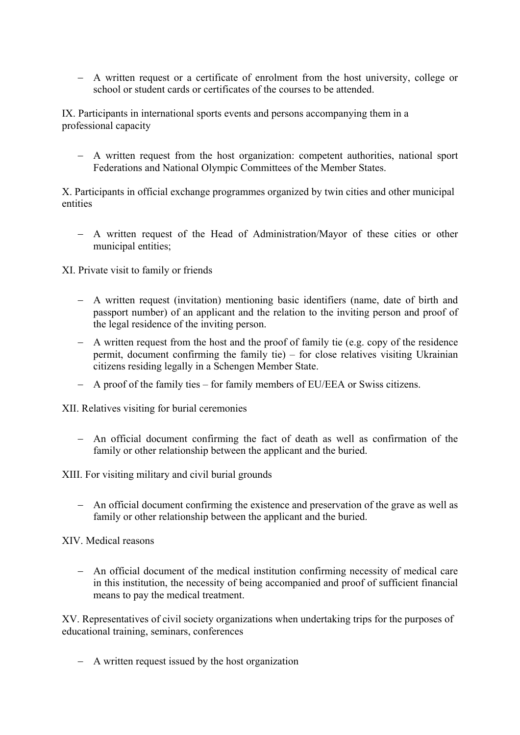- A written request or a certificate of enrolment from the host university, college or school or student cards or certificates of the courses to be attended.

IX. Participants in international sports events and persons accompanying them in a professional capacity

- A written request from the host organization: competent authorities, national sport Federations and National Olympic Committees of the Member States.

X. Participants in official exchange programmes organized by twin cities and other municipal entities

- A written request of the Head of Administration/Mayor of these cities or other municipal entities;

XI. Private visit to family or friends

- A written request (invitation) mentioning basic identifiers (name, date of birth and passport number) of an applicant and the relation to the inviting person and proof of the legal residence of the inviting person.
- A written request from the host and the proof of family tie (e.g. copy of the residence permit, document confirming the family tie) – for close relatives visiting Ukrainian citizens residing legally in a Schengen Member State.
- A proof of the family ties – for family members of EU/EEA or Swiss citizens.

XII. Relatives visiting for burial ceremonies

- An official document confirming the fact of death as well as confirmation of the family or other relationship between the applicant and the buried.

XIII. For visiting military and civil burial grounds

- An official document confirming the existence and preservation of the grave as well as family or other relationship between the applicant and the buried.

XIV. Medical reasons

- An official document of the medical institution confirming necessity of medical care in this institution, the necessity of being accompanied and proof of sufficient financial means to pay the medical treatment.

XV. Representatives of civil society organizations when undertaking trips for the purposes of educational training, seminars, conferences

- A written request issued by the host organization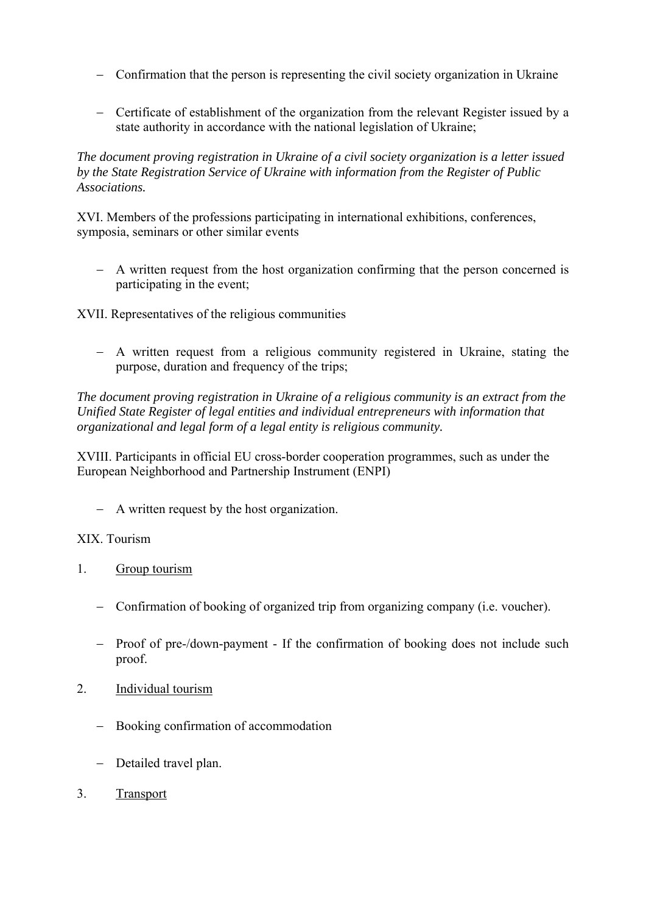- Confirmation that the person is representing the civil society organization in Ukraine

- Certificate of establishment of the organization from the relevant Register issued by a state authority in accordance with the national legislation of Ukraine;

*The document proving registration in Ukraine of a civil society organization is a letter issued by the State Registration Service of Ukraine with information from the Register of Public Associations.*

XVI. Members of the professions participating in international exhibitions, conferences, symposia, seminars or other similar events

- A written request from the host organization confirming that the person concerned is participating in the event;

XVII. Representatives of the religious communities

- A written request from a religious community registered in Ukraine, stating the purpose, duration and frequency of the trips;

*The document proving registration in Ukraine of a religious community is an extract from the Unified State Register of legal entities and individual entrepreneurs with information that organizational and legal form of a legal entity is religious community.*

XVIII. Participants in official EU cross-border cooperation programmes, such as under the European Neighborhood and Partnership Instrument (ENPI)

- A written request by the host organization.

XIX. Tourism

1. Group tourism

   - Confirmation of booking of organized trip from organizing company (i.e. voucher).

   - Proof of pre-/down-payment - If the confirmation of booking does not include such proof.

2. Individual tourism

   - Booking confirmation of accommodation

   - Detailed travel plan.

3. Transport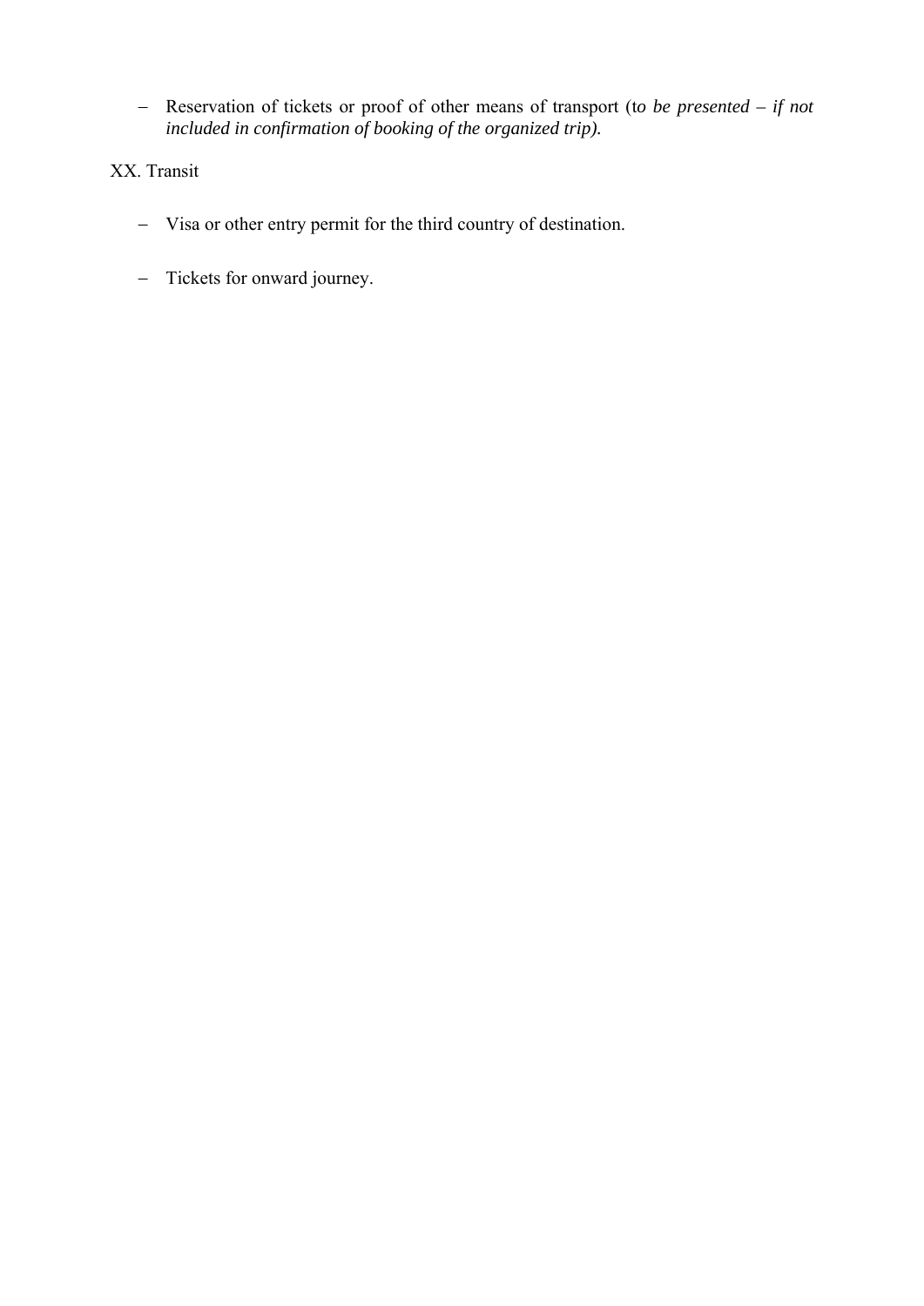- Reservation of tickets or proof of other means of transport (t*o be presented – if not included in confirmation of booking of the organized trip).*

XX. Transit

- Visa or other entry permit for the third country of destination.

- Tickets for onward journey.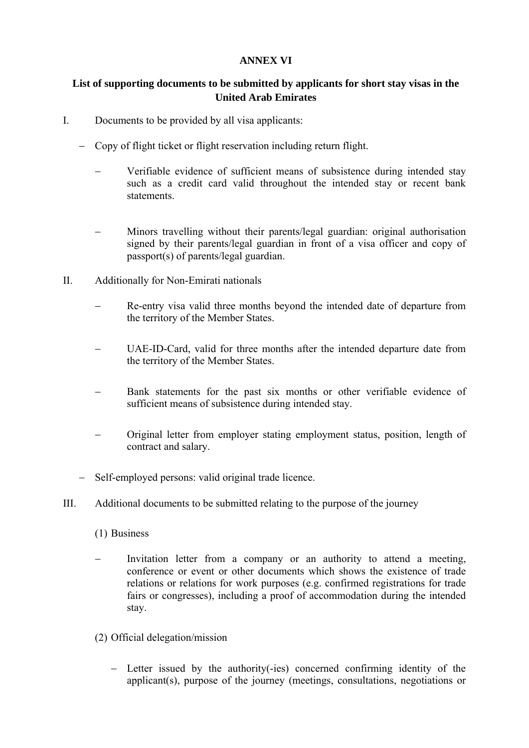**ANNEX VI**

**List of supporting documents to be submitted by applicants for short stay visas in the United Arab Emirates**

I. Documents to be provided by all visa applicants:

- Copy of flight ticket or flight reservation including return flight.

  - Verifiable evidence of sufficient means of subsistence during intended stay such as a credit card valid throughout the intended stay or recent bank statements.

  - Minors travelling without their parents/legal guardian: original authorisation signed by their parents/legal guardian in front of a visa officer and copy of passport(s) of parents/legal guardian.

II. Additionally for Non-Emirati nationals

  - Re-entry visa valid three months beyond the intended date of departure from the territory of the Member States.

  - UAE-ID-Card, valid for three months after the intended departure date from the territory of the Member States.

  - Bank statements for the past six months or other verifiable evidence of sufficient means of subsistence during intended stay.

  - Original letter from employer stating employment status, position, length of contract and salary.

- Self-employed persons: valid original trade licence.

III. Additional documents to be submitted relating to the purpose of the journey

(1) Business

- Invitation letter from a company or an authority to attend a meeting, conference or event or other documents which shows the existence of trade relations or relations for work purposes (e.g. confirmed registrations for trade fairs or congresses), including a proof of accommodation during the intended stay.

(2) Official delegation/mission

- Letter issued by the authority(-ies) concerned confirming identity of the applicant(s), purpose of the journey (meetings, consultations, negotiations or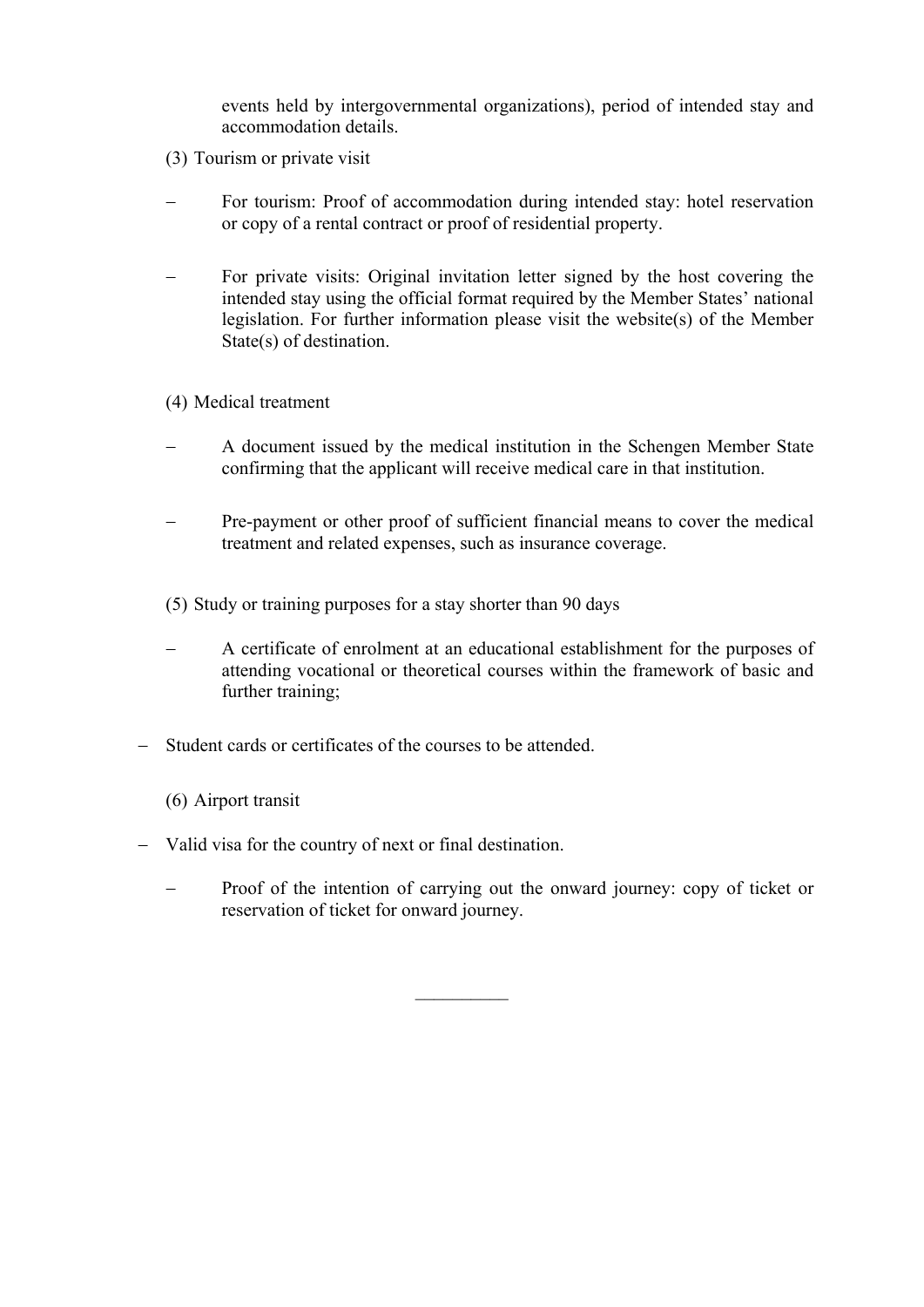events held by intergovernmental organizations), period of intended stay and accommodation details.

(3) Tourism or private visit

- For tourism: Proof of accommodation during intended stay: hotel reservation or copy of a rental contract or proof of residential property.

- For private visits: Original invitation letter signed by the host covering the intended stay using the official format required by the Member States' national legislation. For further information please visit the website(s) of the Member State(s) of destination.

(4) Medical treatment

- A document issued by the medical institution in the Schengen Member State confirming that the applicant will receive medical care in that institution.

- Pre-payment or other proof of sufficient financial means to cover the medical treatment and related expenses, such as insurance coverage.

(5) Study or training purposes for a stay shorter than 90 days

- A certificate of enrolment at an educational establishment for the purposes of attending vocational or theoretical courses within the framework of basic and further training;

- Student cards or certificates of the courses to be attended.

(6) Airport transit

- Valid visa for the country of next or final destination.

- Proof of the intention of carrying out the onward journey: copy of ticket or reservation of ticket for onward journey.

__________